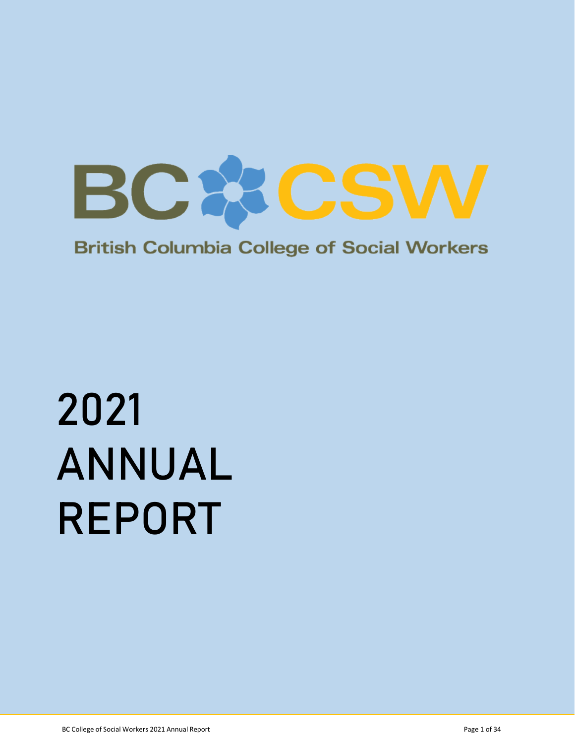BC CSW

British Columbia College of Social Workers

# 2021 ANNUAL REPORT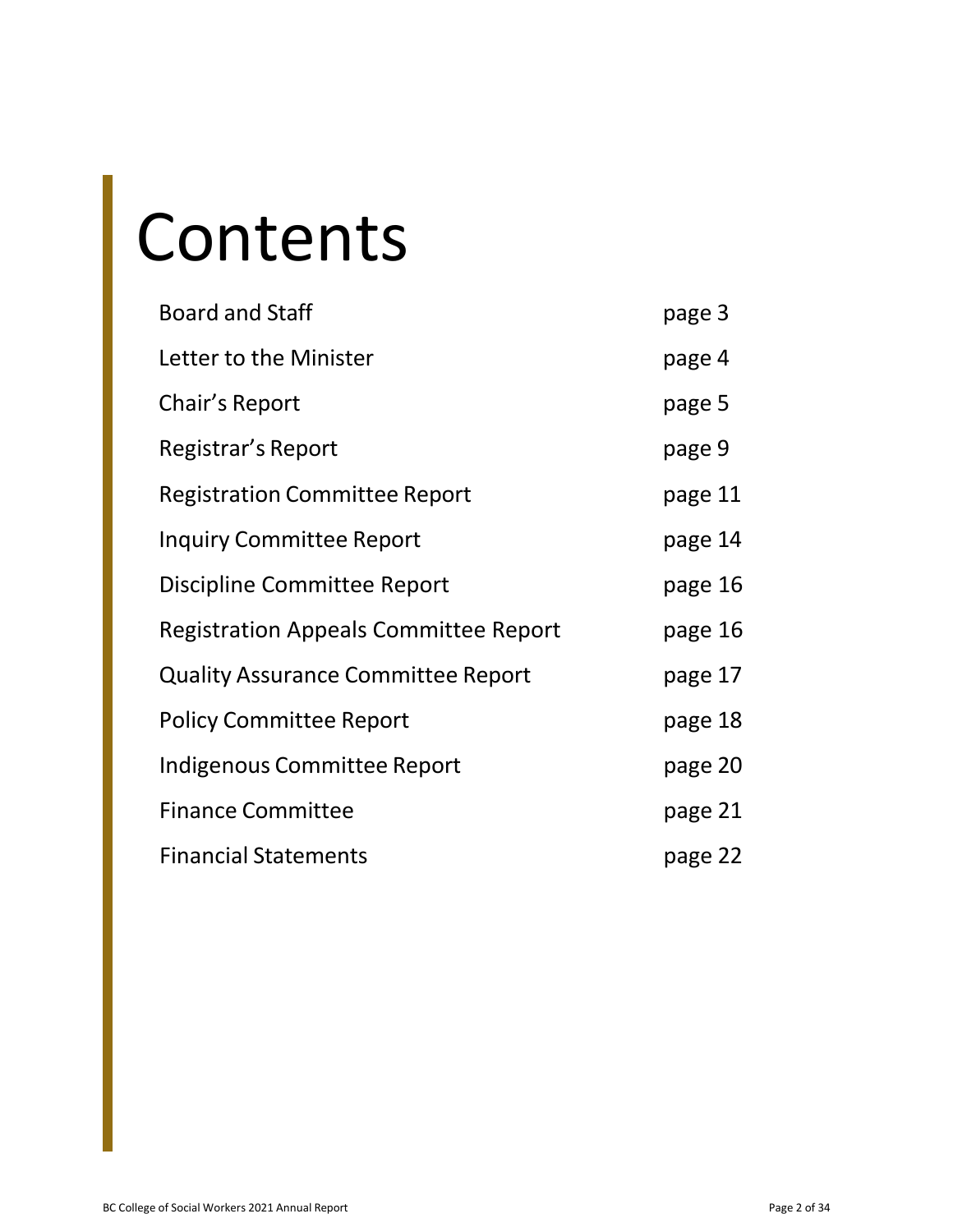# Contents

| | |
|---|---|
| Board and Staff | page 3 |
| Letter to the Minister | page 4 |
| Chair's Report | page 5 |
| Registrar's Report | page 9 |
| Registration Committee Report | page 11 |
| Inquiry Committee Report | page 14 |
| Discipline Committee Report | page 16 |
| Registration Appeals Committee Report | page 16 |
| Quality Assurance Committee Report | page 17 |
| Policy Committee Report | page 18 |
| Indigenous Committee Report | page 20 |
| Finance Committee | page 21 |
| Financial Statements | page 22 |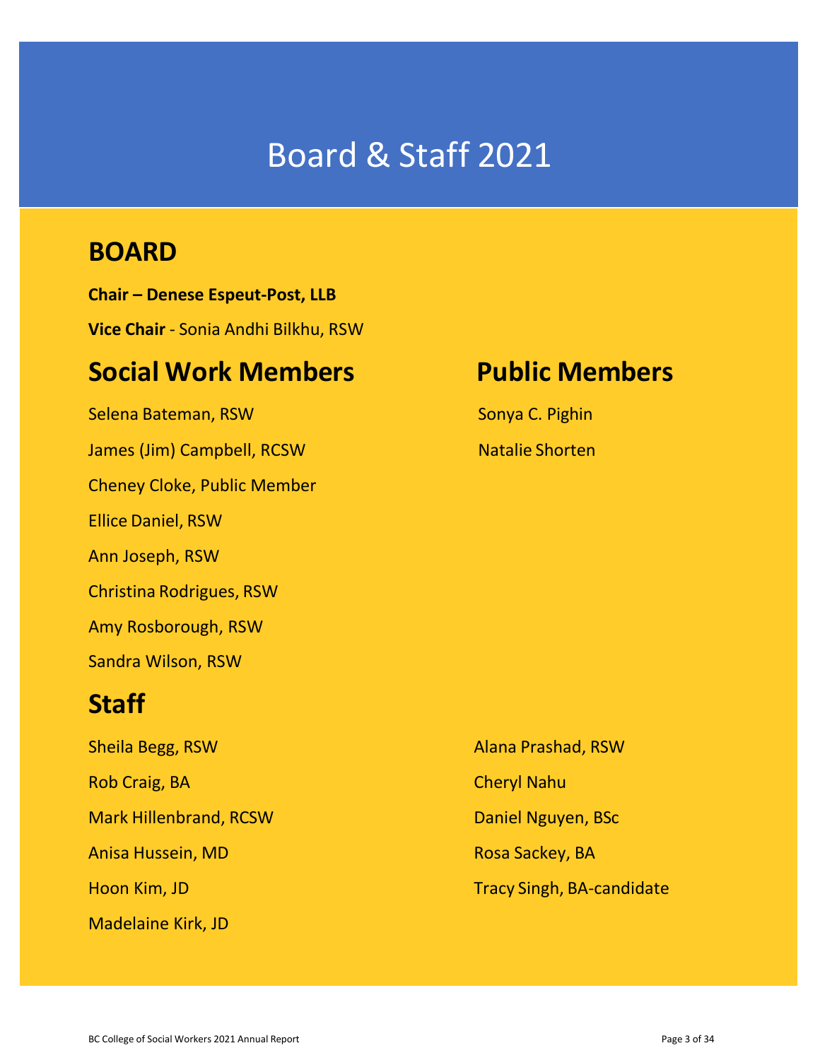# Board & Staff 2021

## BOARD

**Chair – Denese Espeut-Post, LLB**

**Vice Chair** - Sonia Andhi Bilkhu, RSW

## Social Work Members

Selena Bateman, RSW

James (Jim) Campbell, RCSW

Cheney Cloke, Public Member

Ellice Daniel, RSW

Ann Joseph, RSW

Christina Rodrigues, RSW

Amy Rosborough, RSW

Sandra Wilson, RSW

## Public Members

Sonya C. Pighin

Natalie Shorten

## Staff

Sheila Begg, RSW

Rob Craig, BA

Mark Hillenbrand, RCSW

Anisa Hussein, MD

Hoon Kim, JD

Madelaine Kirk, JD

Alana Prashad, RSW

Cheryl Nahu

Daniel Nguyen, BSc

Rosa Sackey, BA

Tracy Singh, BA-candidate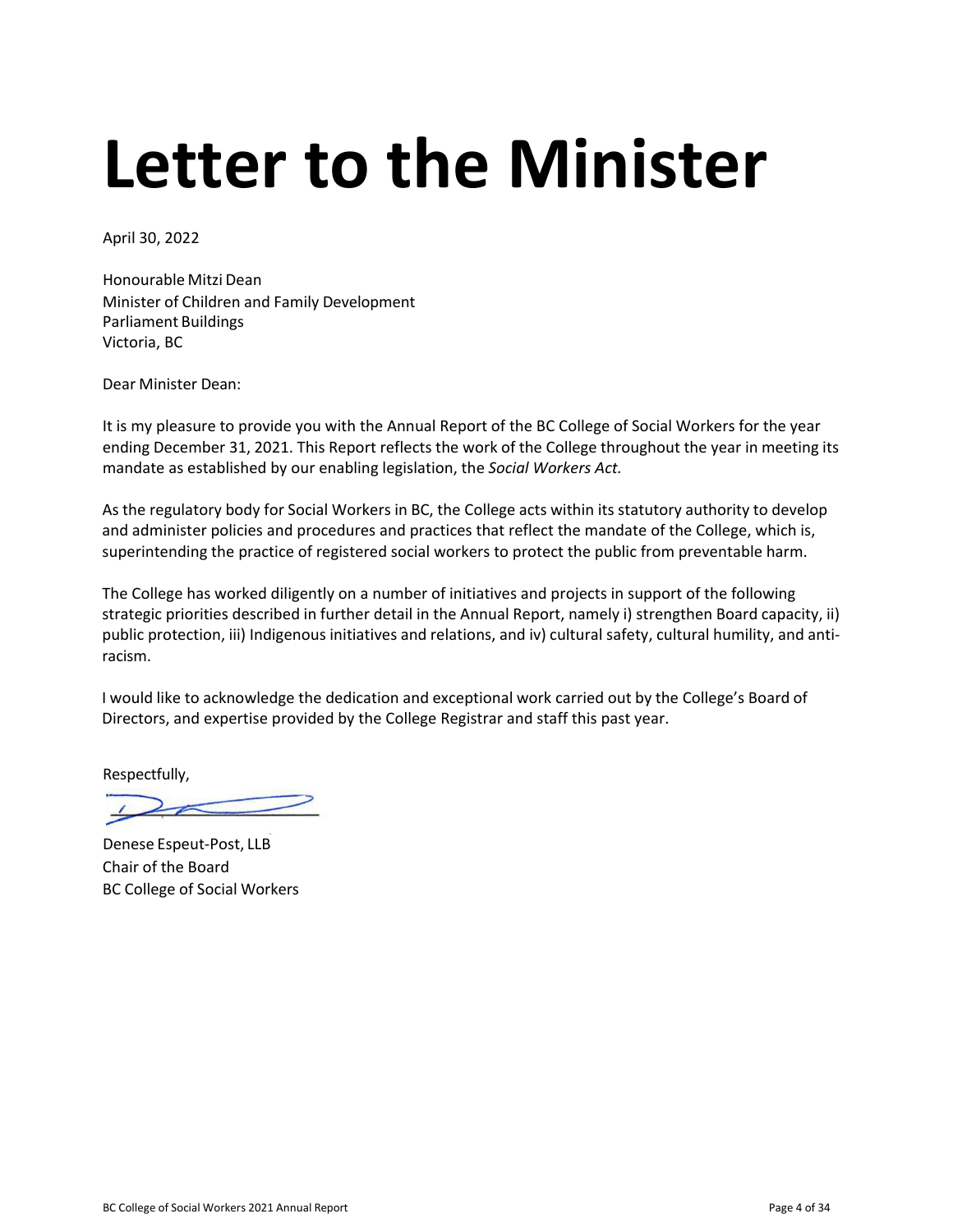# Letter to the Minister

April 30, 2022

Honourable Mitzi Dean
Minister of Children and Family Development
Parliament Buildings
Victoria, BC

Dear Minister Dean:

It is my pleasure to provide you with the Annual Report of the BC College of Social Workers for the year ending December 31, 2021. This Report reflects the work of the College throughout the year in meeting its mandate as established by our enabling legislation, the *Social Workers Act.*

As the regulatory body for Social Workers in BC, the College acts within its statutory authority to develop and administer policies and procedures and practices that reflect the mandate of the College, which is, superintending the practice of registered social workers to protect the public from preventable harm.

The College has worked diligently on a number of initiatives and projects in support of the following strategic priorities described in further detail in the Annual Report, namely i) strengthen Board capacity, ii) public protection, iii) Indigenous initiatives and relations, and iv) cultural safety, cultural humility, and anti-racism.

I would like to acknowledge the dedication and exceptional work carried out by the College's Board of Directors, and expertise provided by the College Registrar and staff this past year.

Respectfully,

Denese Espeut-Post, LLB
Chair of the Board
BC College of Social Workers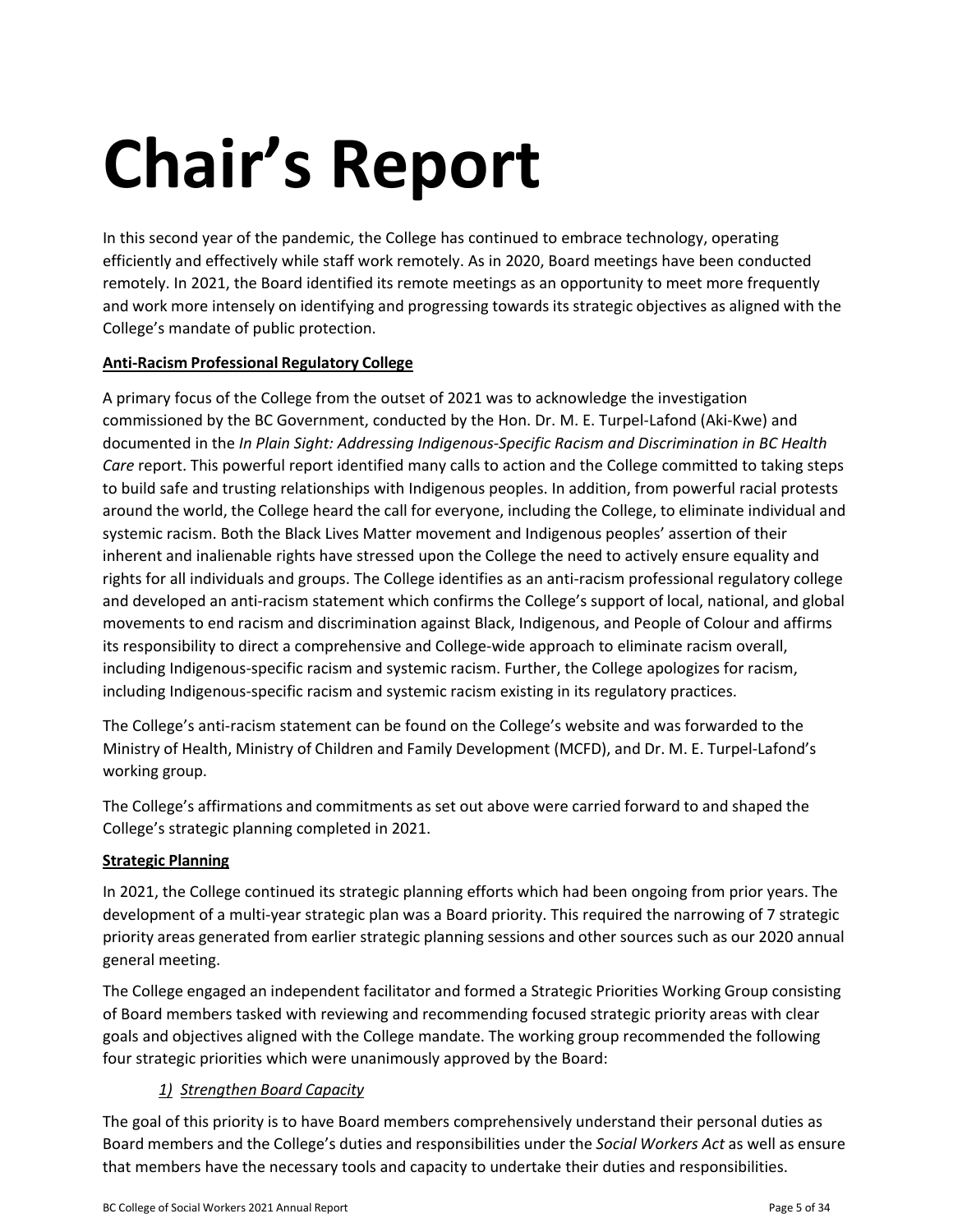# Chair's Report

In this second year of the pandemic, the College has continued to embrace technology, operating efficiently and effectively while staff work remotely. As in 2020, Board meetings have been conducted remotely. In 2021, the Board identified its remote meetings as an opportunity to meet more frequently and work more intensely on identifying and progressing towards its strategic objectives as aligned with the College's mandate of public protection.

**Anti-Racism Professional Regulatory College**

A primary focus of the College from the outset of 2021 was to acknowledge the investigation commissioned by the BC Government, conducted by the Hon. Dr. M. E. Turpel-Lafond (Aki-Kwe) and documented in the *In Plain Sight: Addressing Indigenous-Specific Racism and Discrimination in BC Health Care* report. This powerful report identified many calls to action and the College committed to taking steps to build safe and trusting relationships with Indigenous peoples. In addition, from powerful racial protests around the world, the College heard the call for everyone, including the College, to eliminate individual and systemic racism. Both the Black Lives Matter movement and Indigenous peoples' assertion of their inherent and inalienable rights have stressed upon the College the need to actively ensure equality and rights for all individuals and groups. The College identifies as an anti-racism professional regulatory college and developed an anti-racism statement which confirms the College's support of local, national, and global movements to end racism and discrimination against Black, Indigenous, and People of Colour and affirms its responsibility to direct a comprehensive and College-wide approach to eliminate racism overall, including Indigenous-specific racism and systemic racism. Further, the College apologizes for racism, including Indigenous-specific racism and systemic racism existing in its regulatory practices.

The College's anti-racism statement can be found on the College's website and was forwarded to the Ministry of Health, Ministry of Children and Family Development (MCFD), and Dr. M. E. Turpel-Lafond's working group.

The College's affirmations and commitments as set out above were carried forward to and shaped the College's strategic planning completed in 2021.

**Strategic Planning**

In 2021, the College continued its strategic planning efforts which had been ongoing from prior years. The development of a multi-year strategic plan was a Board priority. This required the narrowing of 7 strategic priority areas generated from earlier strategic planning sessions and other sources such as our 2020 annual general meeting.

The College engaged an independent facilitator and formed a Strategic Priorities Working Group consisting of Board members tasked with reviewing and recommending focused strategic priority areas with clear goals and objectives aligned with the College mandate. The working group recommended the following four strategic priorities which were unanimously approved by the Board:

*1) Strengthen Board Capacity*

The goal of this priority is to have Board members comprehensively understand their personal duties as Board members and the College's duties and responsibilities under the *Social Workers Act* as well as ensure that members have the necessary tools and capacity to undertake their duties and responsibilities.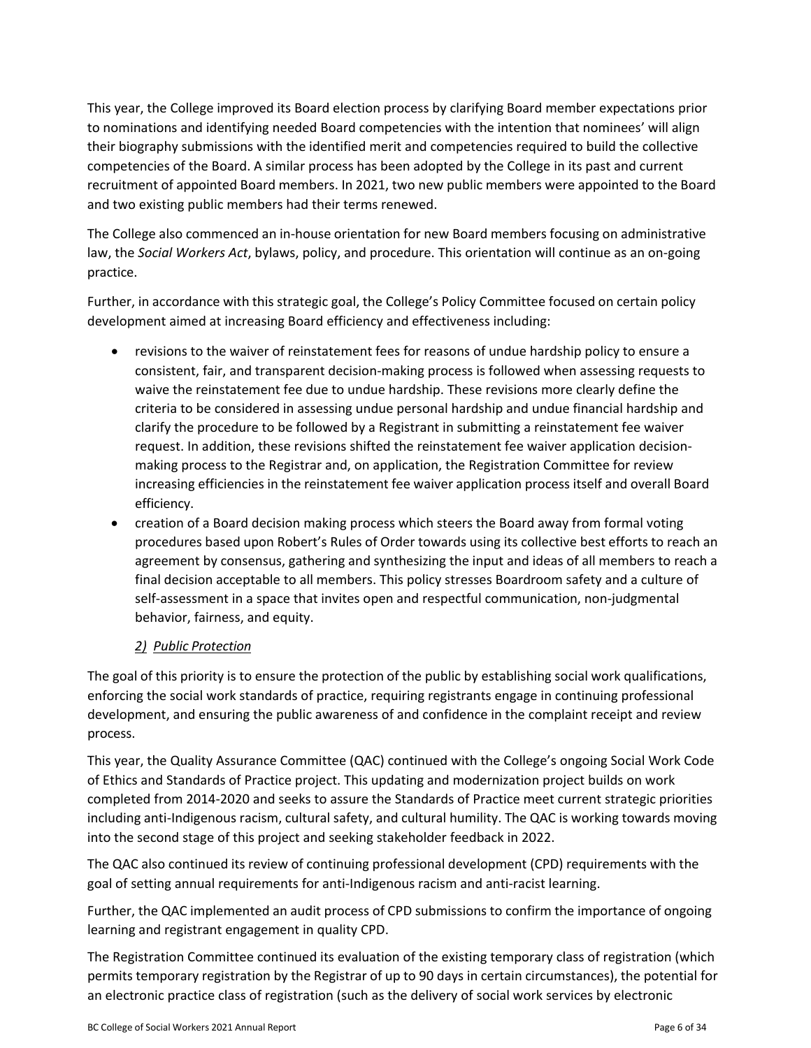This year, the College improved its Board election process by clarifying Board member expectations prior to nominations and identifying needed Board competencies with the intention that nominees' will align their biography submissions with the identified merit and competencies required to build the collective competencies of the Board. A similar process has been adopted by the College in its past and current recruitment of appointed Board members. In 2021, two new public members were appointed to the Board and two existing public members had their terms renewed.

The College also commenced an in-house orientation for new Board members focusing on administrative law, the *Social Workers Act*, bylaws, policy, and procedure. This orientation will continue as an on-going practice.

Further, in accordance with this strategic goal, the College's Policy Committee focused on certain policy development aimed at increasing Board efficiency and effectiveness including:

- revisions to the waiver of reinstatement fees for reasons of undue hardship policy to ensure a consistent, fair, and transparent decision-making process is followed when assessing requests to waive the reinstatement fee due to undue hardship. These revisions more clearly define the criteria to be considered in assessing undue personal hardship and undue financial hardship and clarify the procedure to be followed by a Registrant in submitting a reinstatement fee waiver request. In addition, these revisions shifted the reinstatement fee waiver application decision-making process to the Registrar and, on application, the Registration Committee for review increasing efficiencies in the reinstatement fee waiver application process itself and overall Board efficiency.
- creation of a Board decision making process which steers the Board away from formal voting procedures based upon Robert's Rules of Order towards using its collective best efforts to reach an agreement by consensus, gathering and synthesizing the input and ideas of all members to reach a final decision acceptable to all members. This policy stresses Boardroom safety and a culture of self-assessment in a space that invites open and respectful communication, non-judgmental behavior, fairness, and equity.

### *2) Public Protection*

The goal of this priority is to ensure the protection of the public by establishing social work qualifications, enforcing the social work standards of practice, requiring registrants engage in continuing professional development, and ensuring the public awareness of and confidence in the complaint receipt and review process.

This year, the Quality Assurance Committee (QAC) continued with the College's ongoing Social Work Code of Ethics and Standards of Practice project. This updating and modernization project builds on work completed from 2014-2020 and seeks to assure the Standards of Practice meet current strategic priorities including anti-Indigenous racism, cultural safety, and cultural humility. The QAC is working towards moving into the second stage of this project and seeking stakeholder feedback in 2022.

The QAC also continued its review of continuing professional development (CPD) requirements with the goal of setting annual requirements for anti-Indigenous racism and anti-racist learning.

Further, the QAC implemented an audit process of CPD submissions to confirm the importance of ongoing learning and registrant engagement in quality CPD.

The Registration Committee continued its evaluation of the existing temporary class of registration (which permits temporary registration by the Registrar of up to 90 days in certain circumstances), the potential for an electronic practice class of registration (such as the delivery of social work services by electronic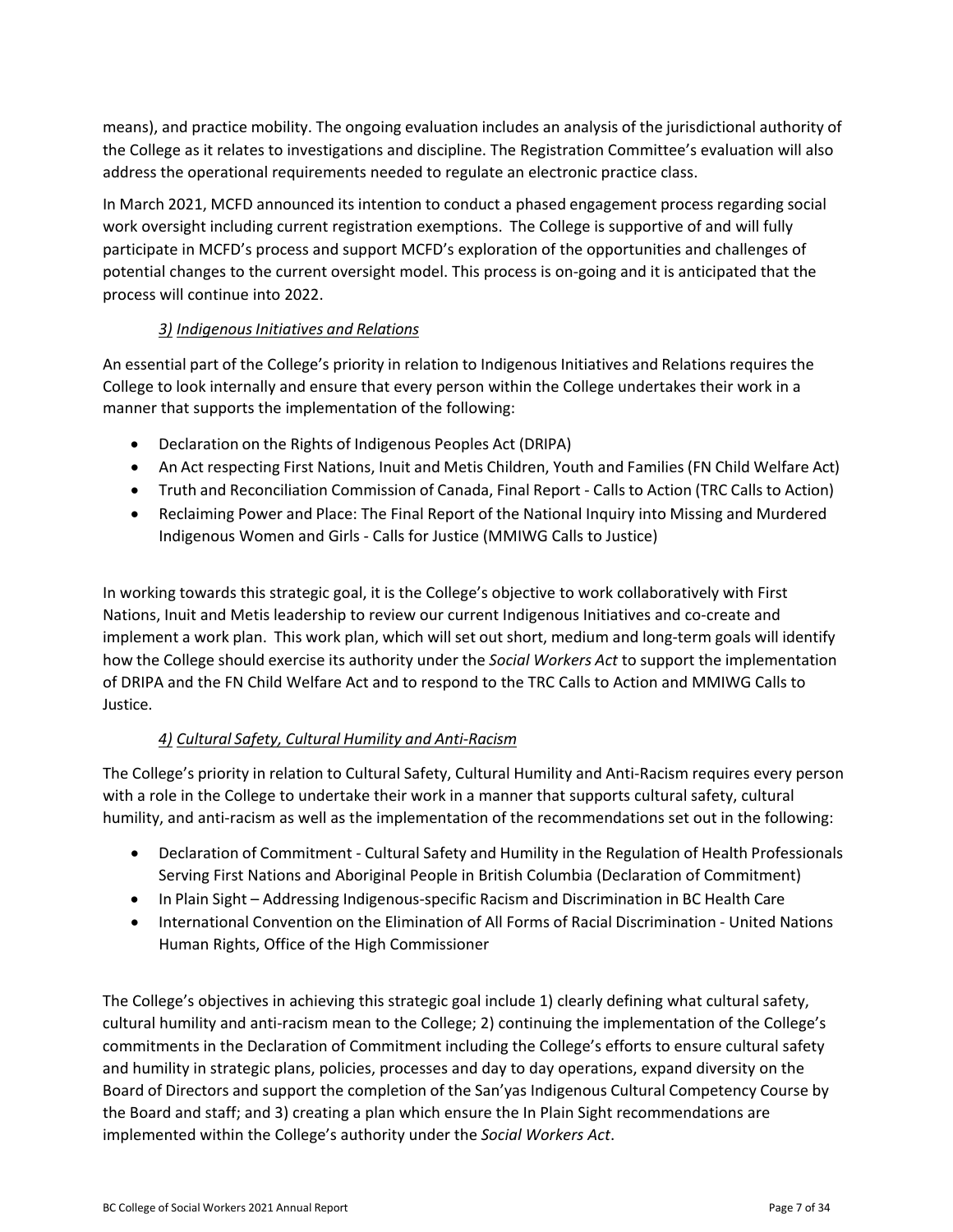means), and practice mobility. The ongoing evaluation includes an analysis of the jurisdictional authority of the College as it relates to investigations and discipline. The Registration Committee's evaluation will also address the operational requirements needed to regulate an electronic practice class.

In March 2021, MCFD announced its intention to conduct a phased engagement process regarding social work oversight including current registration exemptions. The College is supportive of and will fully participate in MCFD's process and support MCFD's exploration of the opportunities and challenges of potential changes to the current oversight model. This process is on-going and it is anticipated that the process will continue into 2022.

### *3) Indigenous Initiatives and Relations*

An essential part of the College's priority in relation to Indigenous Initiatives and Relations requires the College to look internally and ensure that every person within the College undertakes their work in a manner that supports the implementation of the following:

- Declaration on the Rights of Indigenous Peoples Act (DRIPA)
- An Act respecting First Nations, Inuit and Metis Children, Youth and Families (FN Child Welfare Act)
- Truth and Reconciliation Commission of Canada, Final Report - Calls to Action (TRC Calls to Action)
- Reclaiming Power and Place: The Final Report of the National Inquiry into Missing and Murdered Indigenous Women and Girls - Calls for Justice (MMIWG Calls to Justice)

In working towards this strategic goal, it is the College's objective to work collaboratively with First Nations, Inuit and Metis leadership to review our current Indigenous Initiatives and co-create and implement a work plan. This work plan, which will set out short, medium and long-term goals will identify how the College should exercise its authority under the *Social Workers Act* to support the implementation of DRIPA and the FN Child Welfare Act and to respond to the TRC Calls to Action and MMIWG Calls to Justice.

### *4) Cultural Safety, Cultural Humility and Anti-Racism*

The College's priority in relation to Cultural Safety, Cultural Humility and Anti-Racism requires every person with a role in the College to undertake their work in a manner that supports cultural safety, cultural humility, and anti-racism as well as the implementation of the recommendations set out in the following:

- Declaration of Commitment - Cultural Safety and Humility in the Regulation of Health Professionals Serving First Nations and Aboriginal People in British Columbia (Declaration of Commitment)
- In Plain Sight – Addressing Indigenous-specific Racism and Discrimination in BC Health Care
- International Convention on the Elimination of All Forms of Racial Discrimination - United Nations Human Rights, Office of the High Commissioner

The College's objectives in achieving this strategic goal include 1) clearly defining what cultural safety, cultural humility and anti-racism mean to the College; 2) continuing the implementation of the College's commitments in the Declaration of Commitment including the College's efforts to ensure cultural safety and humility in strategic plans, policies, processes and day to day operations, expand diversity on the Board of Directors and support the completion of the San'yas Indigenous Cultural Competency Course by the Board and staff; and 3) creating a plan which ensure the In Plain Sight recommendations are implemented within the College's authority under the *Social Workers Act*.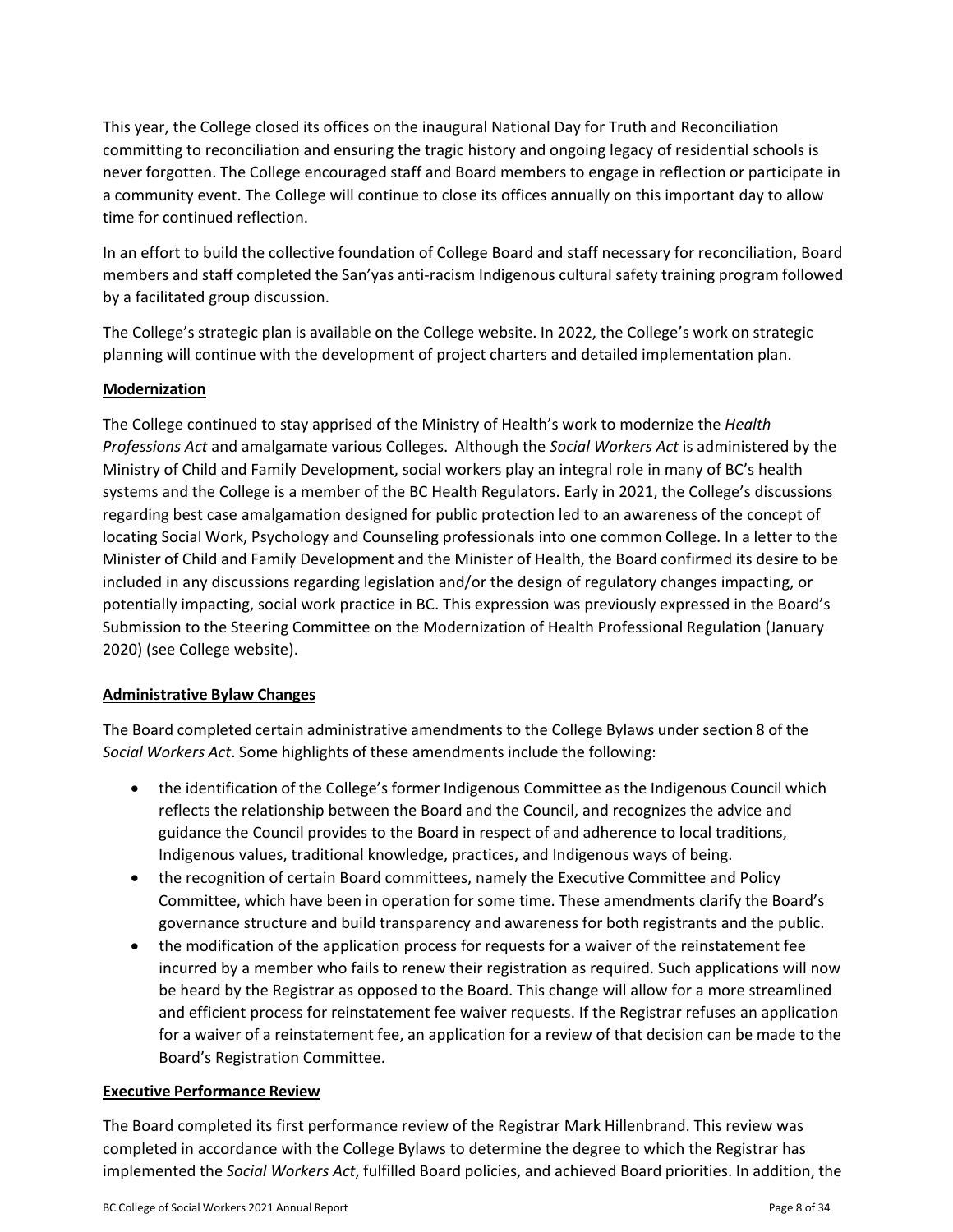This year, the College closed its offices on the inaugural National Day for Truth and Reconciliation committing to reconciliation and ensuring the tragic history and ongoing legacy of residential schools is never forgotten. The College encouraged staff and Board members to engage in reflection or participate in a community event. The College will continue to close its offices annually on this important day to allow time for continued reflection.

In an effort to build the collective foundation of College Board and staff necessary for reconciliation, Board members and staff completed the San'yas anti-racism Indigenous cultural safety training program followed by a facilitated group discussion.

The College's strategic plan is available on the College website. In 2022, the College's work on strategic planning will continue with the development of project charters and detailed implementation plan.

**Modernization**

The College continued to stay apprised of the Ministry of Health's work to modernize the *Health Professions Act* and amalgamate various Colleges. Although the *Social Workers Act* is administered by the Ministry of Child and Family Development, social workers play an integral role in many of BC's health systems and the College is a member of the BC Health Regulators. Early in 2021, the College's discussions regarding best case amalgamation designed for public protection led to an awareness of the concept of locating Social Work, Psychology and Counseling professionals into one common College. In a letter to the Minister of Child and Family Development and the Minister of Health, the Board confirmed its desire to be included in any discussions regarding legislation and/or the design of regulatory changes impacting, or potentially impacting, social work practice in BC. This expression was previously expressed in the Board's Submission to the Steering Committee on the Modernization of Health Professional Regulation (January 2020) (see College website).

**Administrative Bylaw Changes**

The Board completed certain administrative amendments to the College Bylaws under section 8 of the *Social Workers Act*. Some highlights of these amendments include the following:

- the identification of the College's former Indigenous Committee as the Indigenous Council which reflects the relationship between the Board and the Council, and recognizes the advice and guidance the Council provides to the Board in respect of and adherence to local traditions, Indigenous values, traditional knowledge, practices, and Indigenous ways of being.
- the recognition of certain Board committees, namely the Executive Committee and Policy Committee, which have been in operation for some time. These amendments clarify the Board's governance structure and build transparency and awareness for both registrants and the public.
- the modification of the application process for requests for a waiver of the reinstatement fee incurred by a member who fails to renew their registration as required. Such applications will now be heard by the Registrar as opposed to the Board. This change will allow for a more streamlined and efficient process for reinstatement fee waiver requests. If the Registrar refuses an application for a waiver of a reinstatement fee, an application for a review of that decision can be made to the Board's Registration Committee.

**Executive Performance Review**

The Board completed its first performance review of the Registrar Mark Hillenbrand. This review was completed in accordance with the College Bylaws to determine the degree to which the Registrar has implemented the *Social Workers Act*, fulfilled Board policies, and achieved Board priorities. In addition, the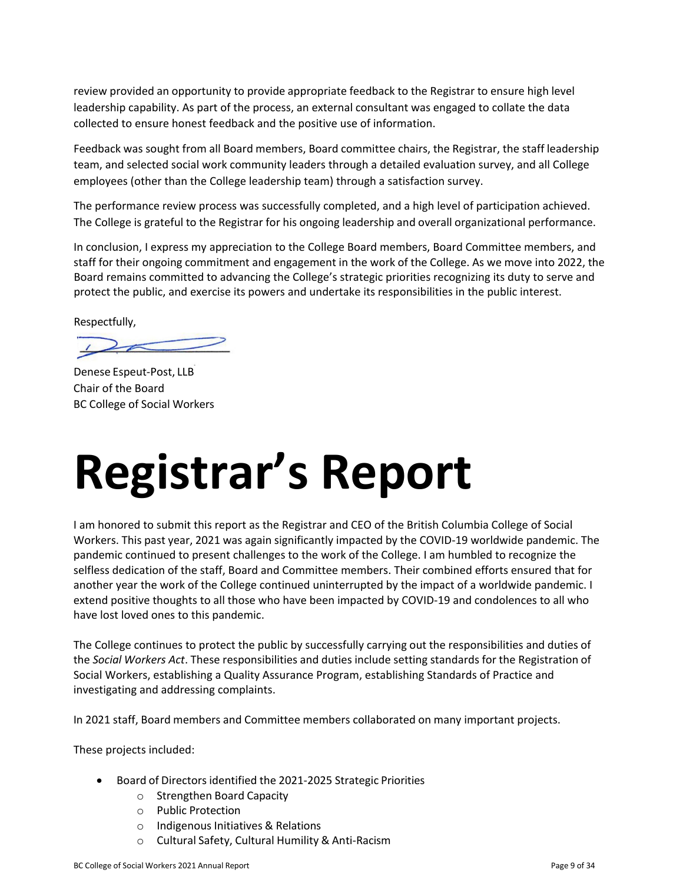review provided an opportunity to provide appropriate feedback to the Registrar to ensure high level leadership capability. As part of the process, an external consultant was engaged to collate the data collected to ensure honest feedback and the positive use of information.

Feedback was sought from all Board members, Board committee chairs, the Registrar, the staff leadership team, and selected social work community leaders through a detailed evaluation survey, and all College employees (other than the College leadership team) through a satisfaction survey.

The performance review process was successfully completed, and a high level of participation achieved. The College is grateful to the Registrar for his ongoing leadership and overall organizational performance.

In conclusion, I express my appreciation to the College Board members, Board Committee members, and staff for their ongoing commitment and engagement in the work of the College. As we move into 2022, the Board remains committed to advancing the College's strategic priorities recognizing its duty to serve and protect the public, and exercise its powers and undertake its responsibilities in the public interest.

Respectfully,

Denese Espeut-Post, LLB
Chair of the Board
BC College of Social Workers

# Registrar's Report

I am honored to submit this report as the Registrar and CEO of the British Columbia College of Social Workers. This past year, 2021 was again significantly impacted by the COVID-19 worldwide pandemic. The pandemic continued to present challenges to the work of the College. I am humbled to recognize the selfless dedication of the staff, Board and Committee members. Their combined efforts ensured that for another year the work of the College continued uninterrupted by the impact of a worldwide pandemic. I extend positive thoughts to all those who have been impacted by COVID-19 and condolences to all who have lost loved ones to this pandemic.

The College continues to protect the public by successfully carrying out the responsibilities and duties of the *Social Workers Act*. These responsibilities and duties include setting standards for the Registration of Social Workers, establishing a Quality Assurance Program, establishing Standards of Practice and investigating and addressing complaints.

In 2021 staff, Board members and Committee members collaborated on many important projects.

These projects included:

- Board of Directors identified the 2021-2025 Strategic Priorities
  - Strengthen Board Capacity
  - Public Protection
  - Indigenous Initiatives & Relations
  - Cultural Safety, Cultural Humility & Anti-Racism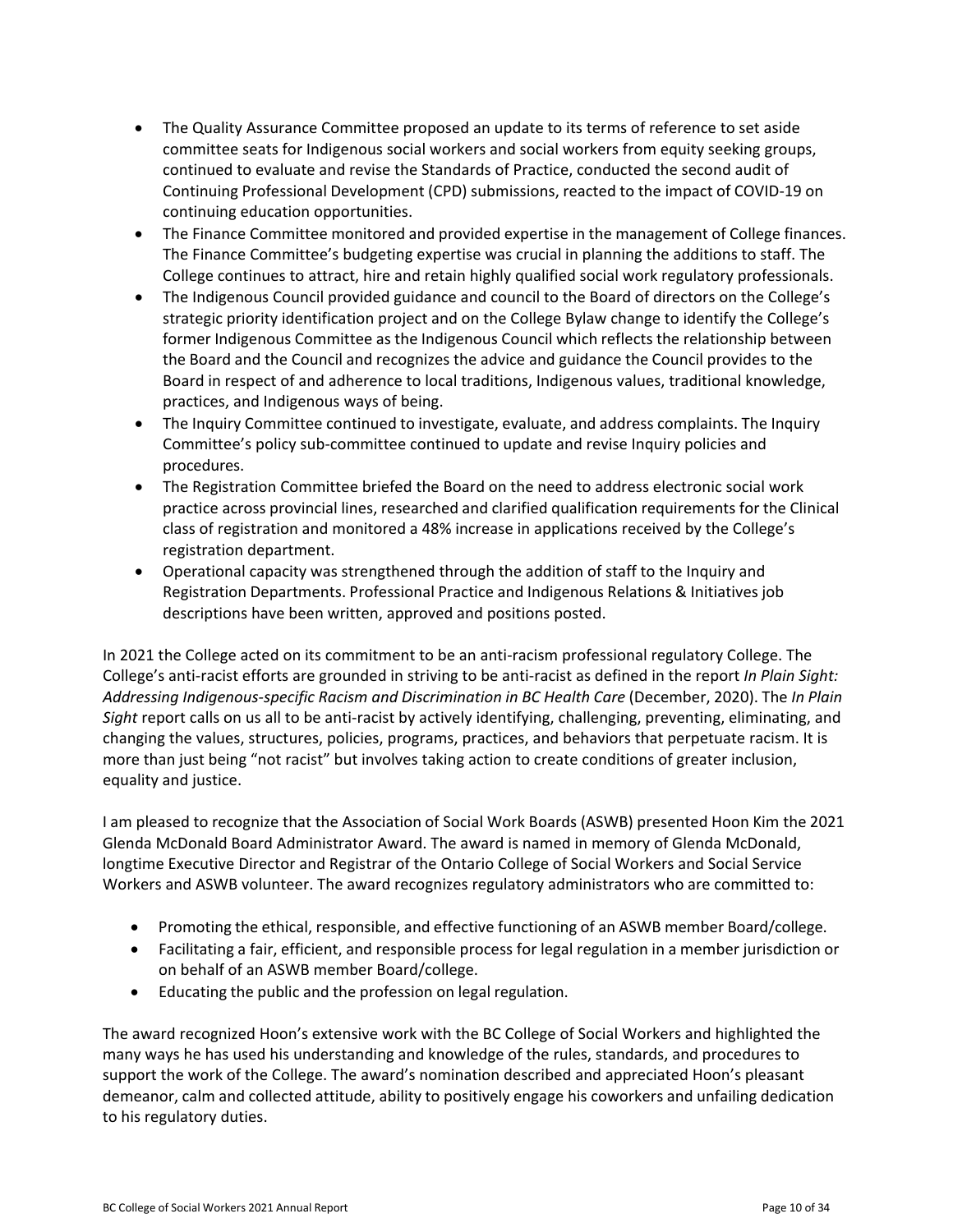- The Quality Assurance Committee proposed an update to its terms of reference to set aside committee seats for Indigenous social workers and social workers from equity seeking groups, continued to evaluate and revise the Standards of Practice, conducted the second audit of Continuing Professional Development (CPD) submissions, reacted to the impact of COVID-19 on continuing education opportunities.
- The Finance Committee monitored and provided expertise in the management of College finances. The Finance Committee's budgeting expertise was crucial in planning the additions to staff. The College continues to attract, hire and retain highly qualified social work regulatory professionals.
- The Indigenous Council provided guidance and council to the Board of directors on the College's strategic priority identification project and on the College Bylaw change to identify the College's former Indigenous Committee as the Indigenous Council which reflects the relationship between the Board and the Council and recognizes the advice and guidance the Council provides to the Board in respect of and adherence to local traditions, Indigenous values, traditional knowledge, practices, and Indigenous ways of being.
- The Inquiry Committee continued to investigate, evaluate, and address complaints. The Inquiry Committee's policy sub-committee continued to update and revise Inquiry policies and procedures.
- The Registration Committee briefed the Board on the need to address electronic social work practice across provincial lines, researched and clarified qualification requirements for the Clinical class of registration and monitored a 48% increase in applications received by the College's registration department.
- Operational capacity was strengthened through the addition of staff to the Inquiry and Registration Departments. Professional Practice and Indigenous Relations & Initiatives job descriptions have been written, approved and positions posted.

In 2021 the College acted on its commitment to be an anti-racism professional regulatory College. The College's anti-racist efforts are grounded in striving to be anti-racist as defined in the report *In Plain Sight: Addressing Indigenous-specific Racism and Discrimination in BC Health Care* (December, 2020). The *In Plain Sight* report calls on us all to be anti-racist by actively identifying, challenging, preventing, eliminating, and changing the values, structures, policies, programs, practices, and behaviors that perpetuate racism. It is more than just being "not racist" but involves taking action to create conditions of greater inclusion, equality and justice.

I am pleased to recognize that the Association of Social Work Boards (ASWB) presented Hoon Kim the 2021 Glenda McDonald Board Administrator Award. The award is named in memory of Glenda McDonald, longtime Executive Director and Registrar of the Ontario College of Social Workers and Social Service Workers and ASWB volunteer. The award recognizes regulatory administrators who are committed to:

- Promoting the ethical, responsible, and effective functioning of an ASWB member Board/college.
- Facilitating a fair, efficient, and responsible process for legal regulation in a member jurisdiction or on behalf of an ASWB member Board/college.
- Educating the public and the profession on legal regulation.

The award recognized Hoon's extensive work with the BC College of Social Workers and highlighted the many ways he has used his understanding and knowledge of the rules, standards, and procedures to support the work of the College. The award's nomination described and appreciated Hoon's pleasant demeanor, calm and collected attitude, ability to positively engage his coworkers and unfailing dedication to his regulatory duties.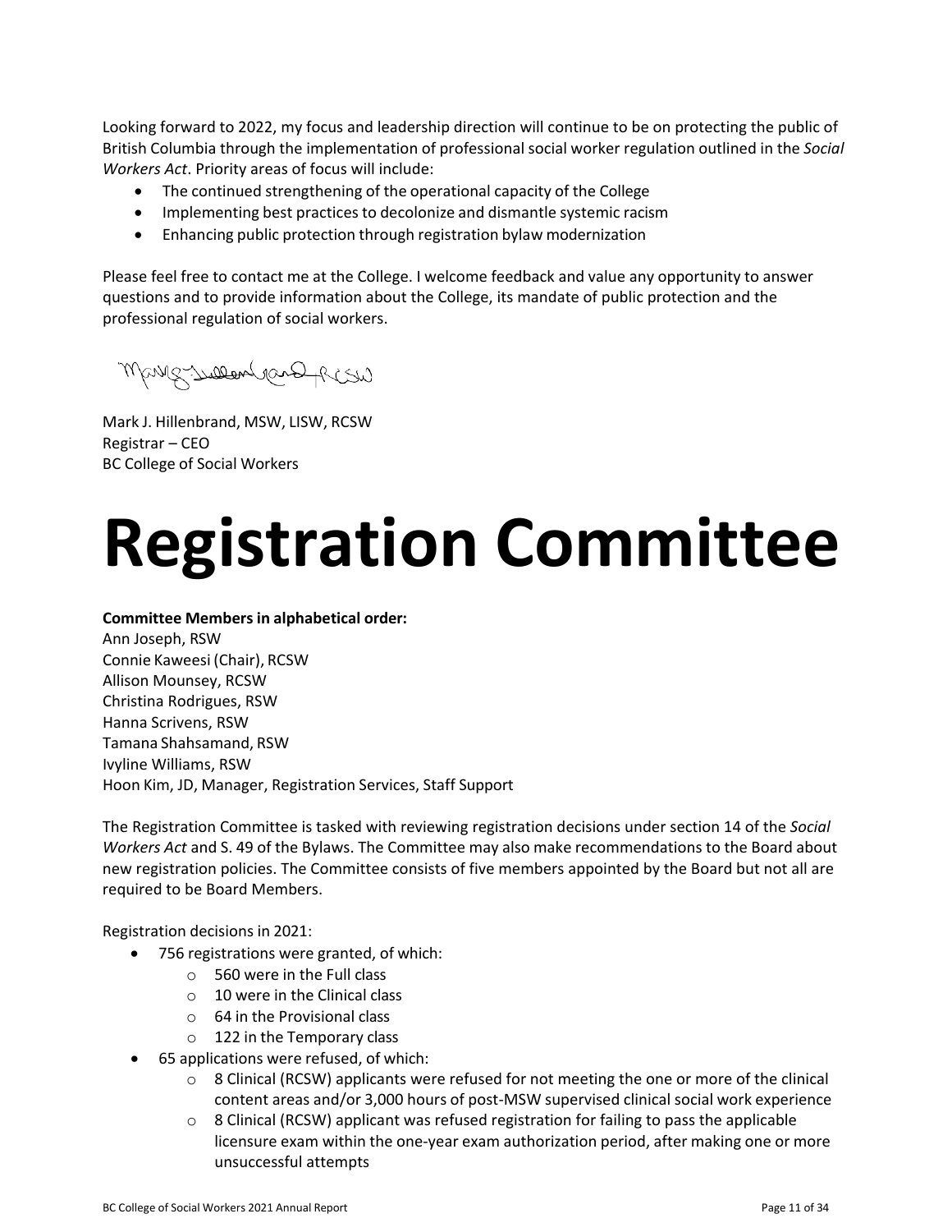Looking forward to 2022, my focus and leadership direction will continue to be on protecting the public of British Columbia through the implementation of professional social worker regulation outlined in the *Social Workers Act*. Priority areas of focus will include:

- The continued strengthening of the operational capacity of the College
- Implementing best practices to decolonize and dismantle systemic racism
- Enhancing public protection through registration bylaw modernization

Please feel free to contact me at the College. I welcome feedback and value any opportunity to answer questions and to provide information about the College, its mandate of public protection and the professional regulation of social workers.

Mark J. Hillenbrand, MSW, LISW, RCSW
Registrar – CEO
BC College of Social Workers

# Registration Committee

**Committee Members in alphabetical order:**
Ann Joseph, RSW
Connie Kaweesi (Chair), RCSW
Allison Mounsey, RCSW
Christina Rodrigues, RSW
Hanna Scrivens, RSW
Tamana Shahsamand, RSW
Ivyline Williams, RSW
Hoon Kim, JD, Manager, Registration Services, Staff Support

The Registration Committee is tasked with reviewing registration decisions under section 14 of the *Social Workers Act* and S. 49 of the Bylaws. The Committee may also make recommendations to the Board about new registration policies. The Committee consists of five members appointed by the Board but not all are required to be Board Members.

Registration decisions in 2021:

- 756 registrations were granted, of which:
  - 560 were in the Full class
  - 10 were in the Clinical class
  - 64 in the Provisional class
  - 122 in the Temporary class
- 65 applications were refused, of which:
  - 8 Clinical (RCSW) applicants were refused for not meeting the one or more of the clinical content areas and/or 3,000 hours of post-MSW supervised clinical social work experience
  - 8 Clinical (RCSW) applicant was refused registration for failing to pass the applicable licensure exam within the one-year exam authorization period, after making one or more unsuccessful attempts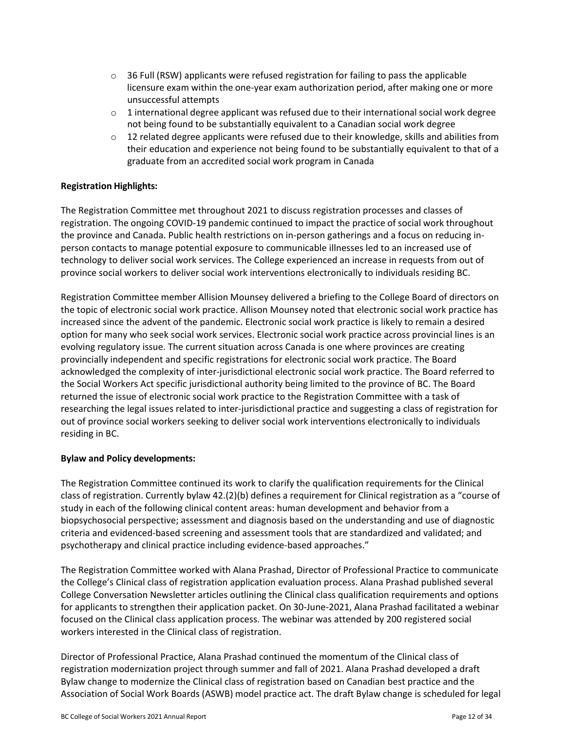- 36 Full (RSW) applicants were refused registration for failing to pass the applicable licensure exam within the one-year exam authorization period, after making one or more unsuccessful attempts
- 1 international degree applicant was refused due to their international social work degree not being found to be substantially equivalent to a Canadian social work degree
- 12 related degree applicants were refused due to their knowledge, skills and abilities from their education and experience not being found to be substantially equivalent to that of a graduate from an accredited social work program in Canada

**Registration Highlights:**

The Registration Committee met throughout 2021 to discuss registration processes and classes of registration. The ongoing COVID-19 pandemic continued to impact the practice of social work throughout the province and Canada. Public health restrictions on in-person gatherings and a focus on reducing in-person contacts to manage potential exposure to communicable illnesses led to an increased use of technology to deliver social work services. The College experienced an increase in requests from out of province social workers to deliver social work interventions electronically to individuals residing BC.

Registration Committee member Allision Mounsey delivered a briefing to the College Board of directors on the topic of electronic social work practice. Allison Mounsey noted that electronic social work practice has increased since the advent of the pandemic. Electronic social work practice is likely to remain a desired option for many who seek social work services. Electronic social work practice across provincial lines is an evolving regulatory issue. The current situation across Canada is one where provinces are creating provincially independent and specific registrations for electronic social work practice. The Board acknowledged the complexity of inter-jurisdictional electronic social work practice. The Board referred to the Social Workers Act specific jurisdictional authority being limited to the province of BC. The Board returned the issue of electronic social work practice to the Registration Committee with a task of researching the legal issues related to inter-jurisdictional practice and suggesting a class of registration for out of province social workers seeking to deliver social work interventions electronically to individuals residing in BC.

**Bylaw and Policy developments:**

The Registration Committee continued its work to clarify the qualification requirements for the Clinical class of registration. Currently bylaw 42.(2)(b) defines a requirement for Clinical registration as a "course of study in each of the following clinical content areas: human development and behavior from a biopsychosocial perspective; assessment and diagnosis based on the understanding and use of diagnostic criteria and evidenced-based screening and assessment tools that are standardized and validated; and psychotherapy and clinical practice including evidence-based approaches."

The Registration Committee worked with Alana Prashad, Director of Professional Practice to communicate the College's Clinical class of registration application evaluation process. Alana Prashad published several College Conversation Newsletter articles outlining the Clinical class qualification requirements and options for applicants to strengthen their application packet. On 30-June-2021, Alana Prashad facilitated a webinar focused on the Clinical class application process. The webinar was attended by 200 registered social workers interested in the Clinical class of registration.

Director of Professional Practice, Alana Prashad continued the momentum of the Clinical class of registration modernization project through summer and fall of 2021. Alana Prashad developed a draft Bylaw change to modernize the Clinical class of registration based on Canadian best practice and the Association of Social Work Boards (ASWB) model practice act. The draft Bylaw change is scheduled for legal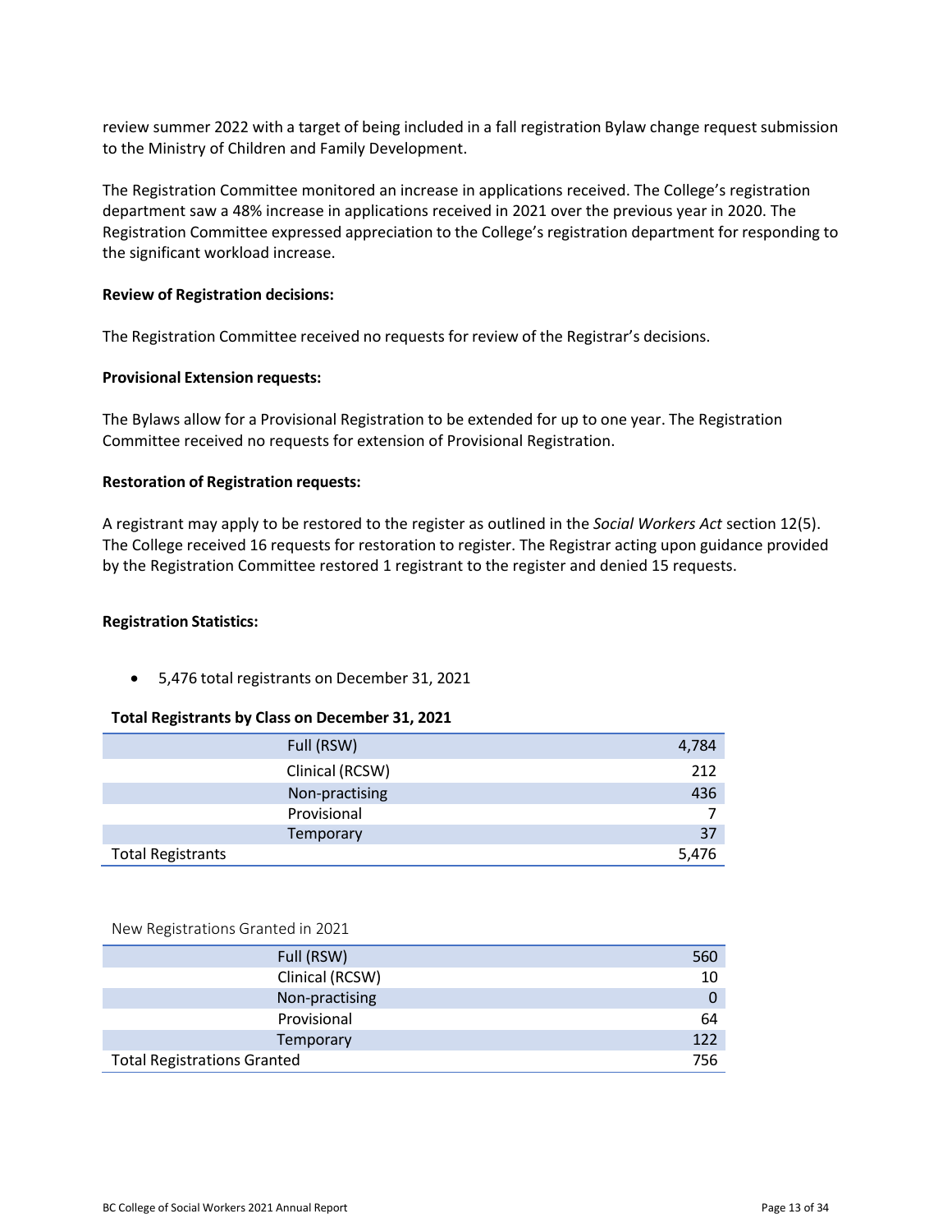review summer 2022 with a target of being included in a fall registration Bylaw change request submission to the Ministry of Children and Family Development.

The Registration Committee monitored an increase in applications received. The College's registration department saw a 48% increase in applications received in 2021 over the previous year in 2020. The Registration Committee expressed appreciation to the College's registration department for responding to the significant workload increase.

**Review of Registration decisions:**

The Registration Committee received no requests for review of the Registrar's decisions.

**Provisional Extension requests:**

The Bylaws allow for a Provisional Registration to be extended for up to one year. The Registration Committee received no requests for extension of Provisional Registration.

**Restoration of Registration requests:**

A registrant may apply to be restored to the register as outlined in the *Social Workers Act* section 12(5). The College received 16 requests for restoration to register. The Registrar acting upon guidance provided by the Registration Committee restored 1 registrant to the register and denied 15 requests.

**Registration Statistics:**

- 5,476 total registrants on December 31, 2021

**Total Registrants by Class on December 31, 2021**

| | | |
|---|---|---|
| | Full (RSW) | 4,784 |
| | Clinical (RCSW) | 212 |
| | Non-practising | 436 |
| | Provisional | 7 |
| | Temporary | 37 |
| Total Registrants | | 5,476 |

New Registrations Granted in 2021

| | | |
|---|---|---|
| | Full (RSW) | 560 |
| | Clinical (RCSW) | 10 |
| | Non-practising | 0 |
| | Provisional | 64 |
| | Temporary | 122 |
| Total Registrations Granted | | 756 |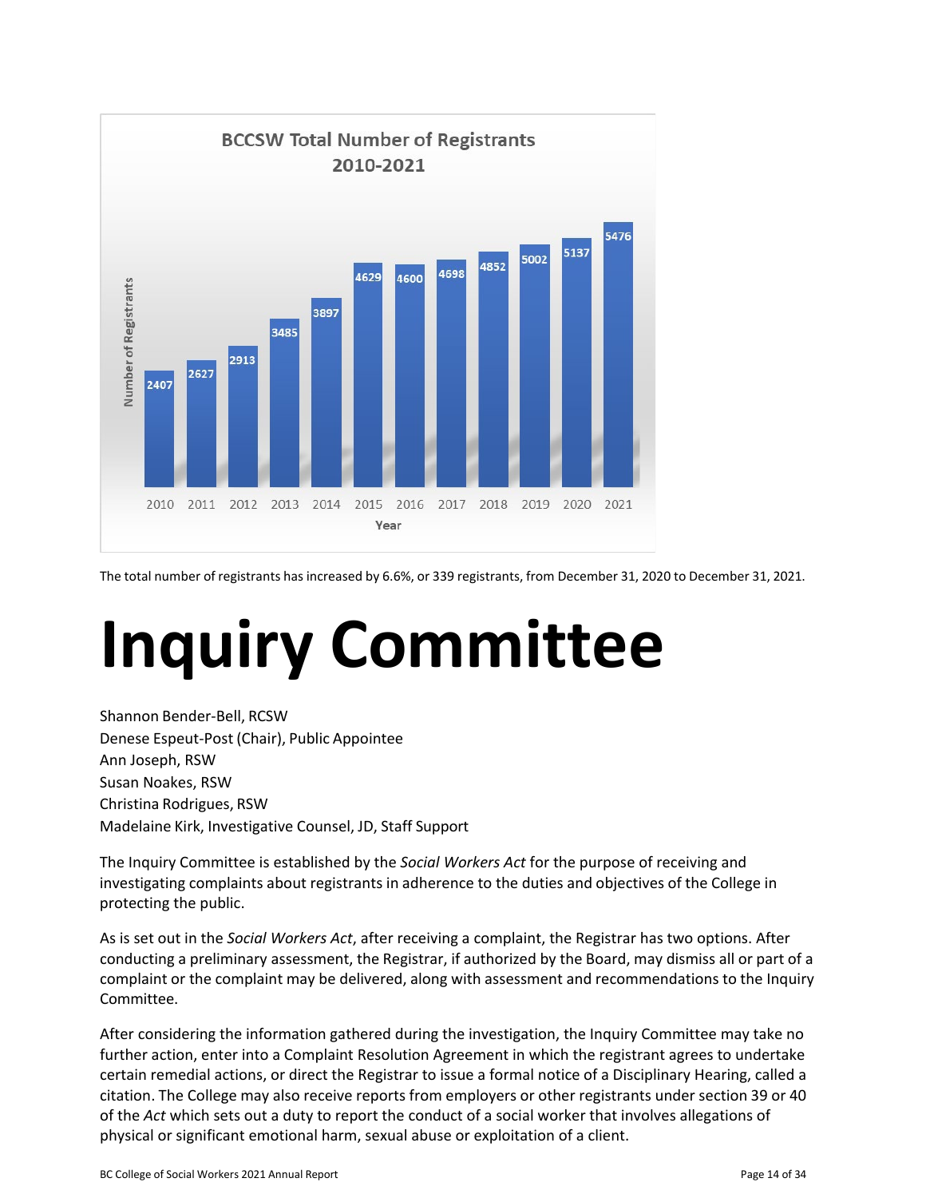**BCCSW Total Number of Registrants 2010-2021**

| Year | Number of Registrants |
|---|---|
| 2010 | 2407 |
| 2011 | 2627 |
| 2012 | 2913 |
| 2013 | 3485 |
| 2014 | 3897 |
| 2015 | 4629 |
| 2016 | 4600 |
| 2017 | 4698 |
| 2018 | 4852 |
| 2019 | 5002 |
| 2020 | 5137 |
| 2021 | 5476 |

The total number of registrants has increased by 6.6%, or 339 registrants, from December 31, 2020 to December 31, 2021.

# Inquiry Committee

Shannon Bender-Bell, RCSW
Denese Espeut-Post (Chair), Public Appointee
Ann Joseph, RSW
Susan Noakes, RSW
Christina Rodrigues, RSW
Madelaine Kirk, Investigative Counsel, JD, Staff Support

The Inquiry Committee is established by the *Social Workers Act* for the purpose of receiving and investigating complaints about registrants in adherence to the duties and objectives of the College in protecting the public.

As is set out in the *Social Workers Act*, after receiving a complaint, the Registrar has two options. After conducting a preliminary assessment, the Registrar, if authorized by the Board, may dismiss all or part of a complaint or the complaint may be delivered, along with assessment and recommendations to the Inquiry Committee.

After considering the information gathered during the investigation, the Inquiry Committee may take no further action, enter into a Complaint Resolution Agreement in which the registrant agrees to undertake certain remedial actions, or direct the Registrar to issue a formal notice of a Disciplinary Hearing, called a citation. The College may also receive reports from employers or other registrants under section 39 or 40 of the *Act* which sets out a duty to report the conduct of a social worker that involves allegations of physical or significant emotional harm, sexual abuse or exploitation of a client.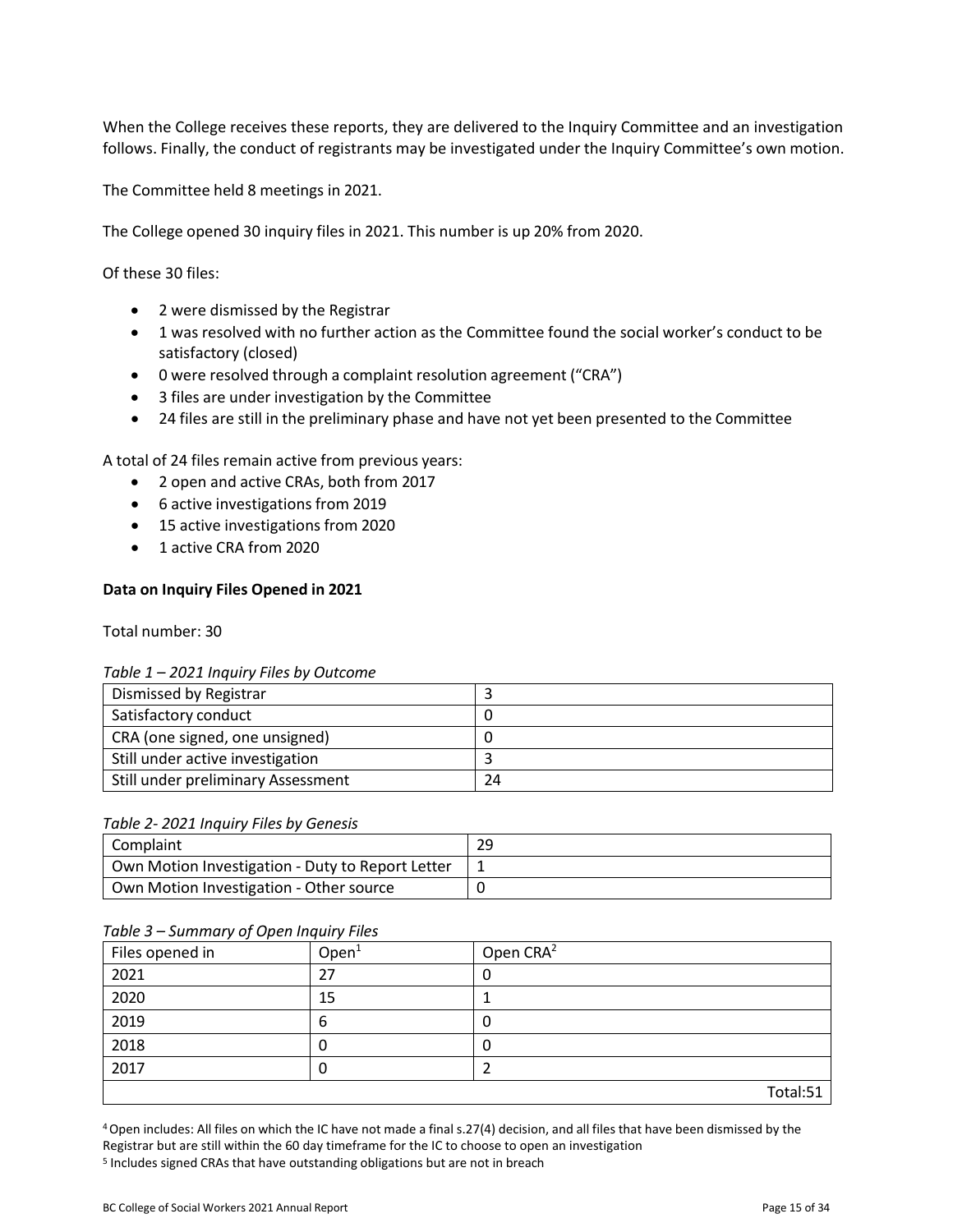When the College receives these reports, they are delivered to the Inquiry Committee and an investigation follows. Finally, the conduct of registrants may be investigated under the Inquiry Committee's own motion.

The Committee held 8 meetings in 2021.

The College opened 30 inquiry files in 2021. This number is up 20% from 2020.

Of these 30 files:

- 2 were dismissed by the Registrar
- 1 was resolved with no further action as the Committee found the social worker's conduct to be satisfactory (closed)
- 0 were resolved through a complaint resolution agreement ("CRA")
- 3 files are under investigation by the Committee
- 24 files are still in the preliminary phase and have not yet been presented to the Committee

A total of 24 files remain active from previous years:

- 2 open and active CRAs, both from 2017
- 6 active investigations from 2019
- 15 active investigations from 2020
- 1 active CRA from 2020

**Data on Inquiry Files Opened in 2021**

Total number: 30

*Table 1 – 2021 Inquiry Files by Outcome*

| | |
|---|---|
| Dismissed by Registrar | 3 |
| Satisfactory conduct | 0 |
| CRA (one signed, one unsigned) | 0 |
| Still under active investigation | 3 |
| Still under preliminary Assessment | 24 |

*Table 2- 2021 Inquiry Files by Genesis*

| | |
|---|---|
| Complaint | 29 |
| Own Motion Investigation - Duty to Report Letter | 1 |
| Own Motion Investigation - Other source | 0 |

*Table 3 – Summary of Open Inquiry Files*

| Files opened in | Open[1] | Open CRA[2] |
|---|---|---|
| 2021 | 27 | 0 |
| 2020 | 15 | 1 |
| 2019 | 6 | 0 |
| 2018 | 0 | 0 |
| 2017 | 0 | 2 |
| | | Total:51 |

[4] Open includes: All files on which the IC have not made a final s.27(4) decision, and all files that have been dismissed by the Registrar but are still within the 60 day timeframe for the IC to choose to open an investigation

[5] Includes signed CRAs that have outstanding obligations but are not in breach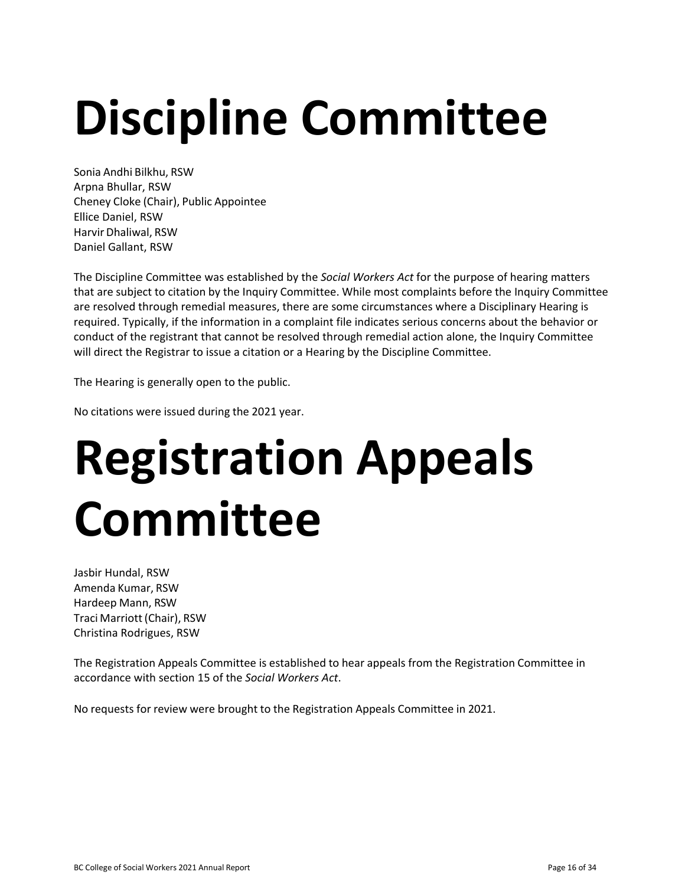# Discipline Committee

Sonia Andhi Bilkhu, RSW  
Arpna Bhullar, RSW  
Cheney Cloke (Chair), Public Appointee  
Ellice Daniel, RSW  
Harvir Dhaliwal, RSW  
Daniel Gallant, RSW

The Discipline Committee was established by the *Social Workers Act* for the purpose of hearing matters that are subject to citation by the Inquiry Committee. While most complaints before the Inquiry Committee are resolved through remedial measures, there are some circumstances where a Disciplinary Hearing is required. Typically, if the information in a complaint file indicates serious concerns about the behavior or conduct of the registrant that cannot be resolved through remedial action alone, the Inquiry Committee will direct the Registrar to issue a citation or a Hearing by the Discipline Committee.

The Hearing is generally open to the public.

No citations were issued during the 2021 year.

# Registration Appeals Committee

Jasbir Hundal, RSW  
Amenda Kumar, RSW  
Hardeep Mann, RSW  
Traci Marriott (Chair), RSW  
Christina Rodrigues, RSW

The Registration Appeals Committee is established to hear appeals from the Registration Committee in accordance with section 15 of the *Social Workers Act*.

No requests for review were brought to the Registration Appeals Committee in 2021.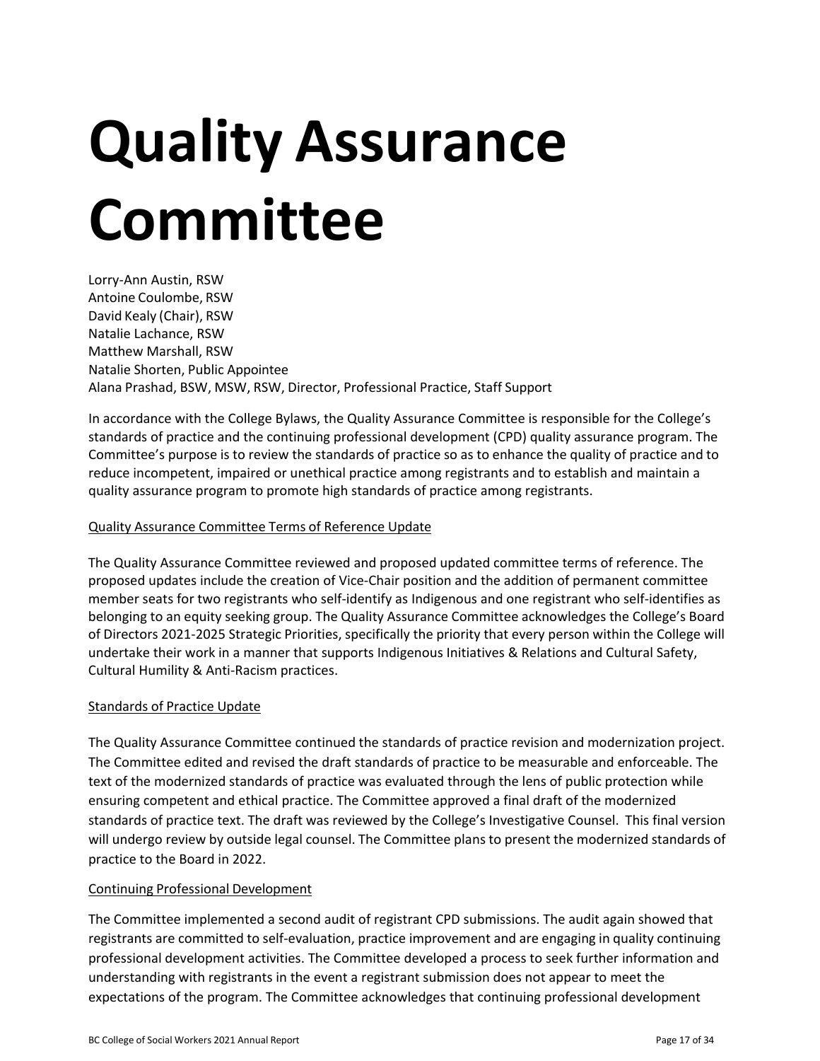# Quality Assurance Committee

Lorry-Ann Austin, RSW
Antoine Coulombe, RSW
David Kealy (Chair), RSW
Natalie Lachance, RSW
Matthew Marshall, RSW
Natalie Shorten, Public Appointee
Alana Prashad, BSW, MSW, RSW, Director, Professional Practice, Staff Support

In accordance with the College Bylaws, the Quality Assurance Committee is responsible for the College's standards of practice and the continuing professional development (CPD) quality assurance program. The Committee's purpose is to review the standards of practice so as to enhance the quality of practice and to reduce incompetent, impaired or unethical practice among registrants and to establish and maintain a quality assurance program to promote high standards of practice among registrants.

<u>Quality Assurance Committee Terms of Reference Update</u>

The Quality Assurance Committee reviewed and proposed updated committee terms of reference. The proposed updates include the creation of Vice-Chair position and the addition of permanent committee member seats for two registrants who self-identify as Indigenous and one registrant who self-identifies as belonging to an equity seeking group. The Quality Assurance Committee acknowledges the College's Board of Directors 2021-2025 Strategic Priorities, specifically the priority that every person within the College will undertake their work in a manner that supports Indigenous Initiatives & Relations and Cultural Safety, Cultural Humility & Anti-Racism practices.

<u>Standards of Practice Update</u>

The Quality Assurance Committee continued the standards of practice revision and modernization project. The Committee edited and revised the draft standards of practice to be measurable and enforceable. The text of the modernized standards of practice was evaluated through the lens of public protection while ensuring competent and ethical practice. The Committee approved a final draft of the modernized standards of practice text. The draft was reviewed by the College's Investigative Counsel. This final version will undergo review by outside legal counsel. The Committee plans to present the modernized standards of practice to the Board in 2022.

<u>Continuing Professional Development</u>

The Committee implemented a second audit of registrant CPD submissions. The audit again showed that registrants are committed to self-evaluation, practice improvement and are engaging in quality continuing professional development activities. The Committee developed a process to seek further information and understanding with registrants in the event a registrant submission does not appear to meet the expectations of the program. The Committee acknowledges that continuing professional development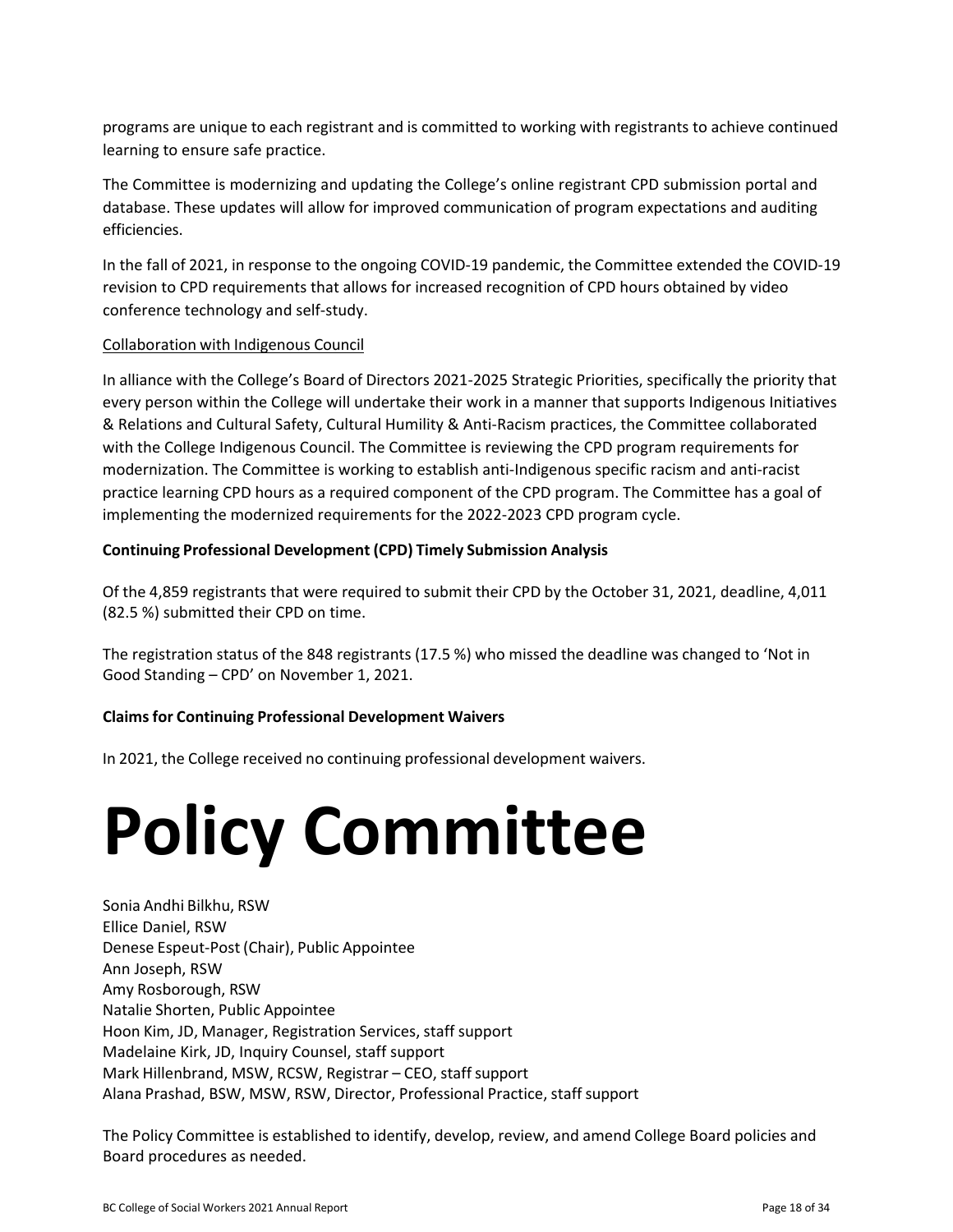programs are unique to each registrant and is committed to working with registrants to achieve continued learning to ensure safe practice.

The Committee is modernizing and updating the College's online registrant CPD submission portal and database. These updates will allow for improved communication of program expectations and auditing efficiencies.

In the fall of 2021, in response to the ongoing COVID-19 pandemic, the Committee extended the COVID-19 revision to CPD requirements that allows for increased recognition of CPD hours obtained by video conference technology and self-study.

Collaboration with Indigenous Council

In alliance with the College's Board of Directors 2021-2025 Strategic Priorities, specifically the priority that every person within the College will undertake their work in a manner that supports Indigenous Initiatives & Relations and Cultural Safety, Cultural Humility & Anti-Racism practices, the Committee collaborated with the College Indigenous Council. The Committee is reviewing the CPD program requirements for modernization. The Committee is working to establish anti-Indigenous specific racism and anti-racist practice learning CPD hours as a required component of the CPD program. The Committee has a goal of implementing the modernized requirements for the 2022-2023 CPD program cycle.

**Continuing Professional Development (CPD) Timely Submission Analysis**

Of the 4,859 registrants that were required to submit their CPD by the October 31, 2021, deadline, 4,011 (82.5 %) submitted their CPD on time.

The registration status of the 848 registrants (17.5 %) who missed the deadline was changed to 'Not in Good Standing – CPD' on November 1, 2021.

**Claims for Continuing Professional Development Waivers**

In 2021, the College received no continuing professional development waivers.

# Policy Committee

Sonia Andhi Bilkhu, RSW
Ellice Daniel, RSW
Denese Espeut-Post (Chair), Public Appointee
Ann Joseph, RSW
Amy Rosborough, RSW
Natalie Shorten, Public Appointee
Hoon Kim, JD, Manager, Registration Services, staff support
Madelaine Kirk, JD, Inquiry Counsel, staff support
Mark Hillenbrand, MSW, RCSW, Registrar – CEO, staff support
Alana Prashad, BSW, MSW, RSW, Director, Professional Practice, staff support

The Policy Committee is established to identify, develop, review, and amend College Board policies and Board procedures as needed.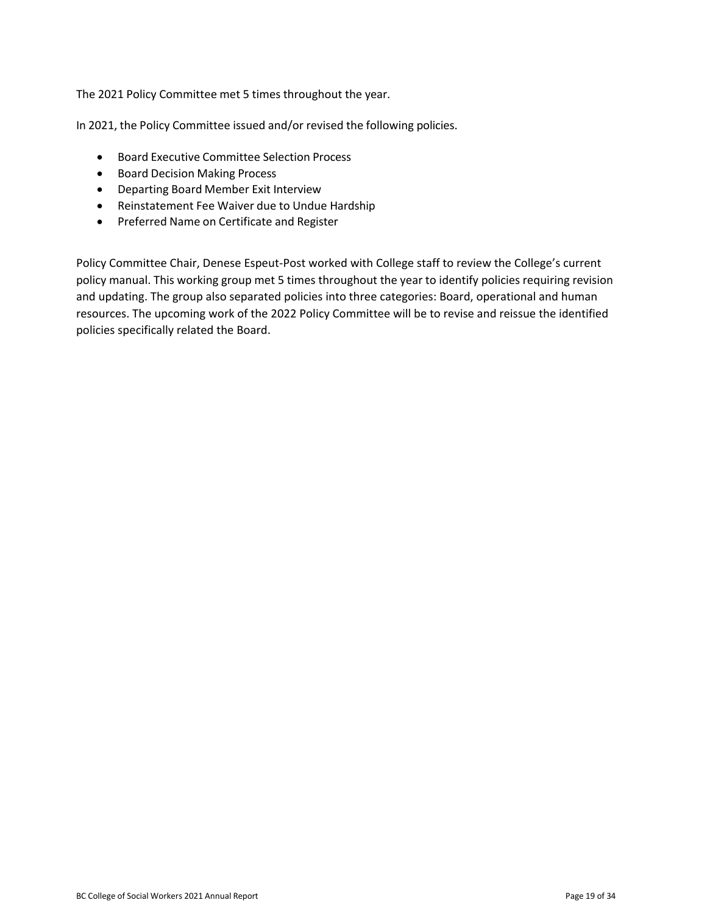The 2021 Policy Committee met 5 times throughout the year.

In 2021, the Policy Committee issued and/or revised the following policies.

- Board Executive Committee Selection Process
- Board Decision Making Process
- Departing Board Member Exit Interview
- Reinstatement Fee Waiver due to Undue Hardship
- Preferred Name on Certificate and Register

Policy Committee Chair, Denese Espeut-Post worked with College staff to review the College's current policy manual. This working group met 5 times throughout the year to identify policies requiring revision and updating. The group also separated policies into three categories: Board, operational and human resources. The upcoming work of the 2022 Policy Committee will be to revise and reissue the identified policies specifically related the Board.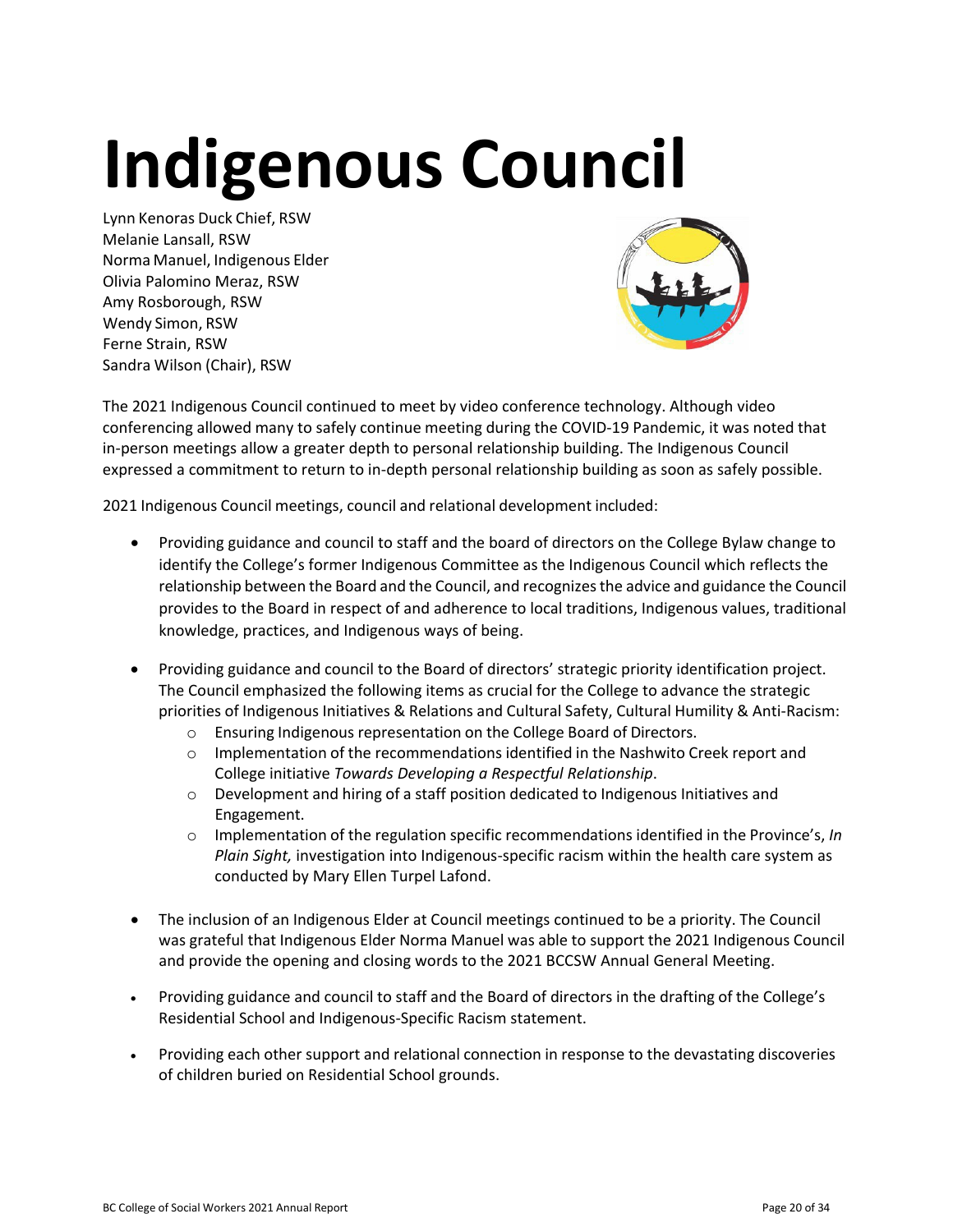# Indigenous Council

Lynn Kenoras Duck Chief, RSW  
Melanie Lansall, RSW  
Norma Manuel, Indigenous Elder  
Olivia Palomino Meraz, RSW  
Amy Rosborough, RSW  
Wendy Simon, RSW  
Ferne Strain, RSW  
Sandra Wilson (Chair), RSW

The 2021 Indigenous Council continued to meet by video conference technology. Although video conferencing allowed many to safely continue meeting during the COVID-19 Pandemic, it was noted that in-person meetings allow a greater depth to personal relationship building. The Indigenous Council expressed a commitment to return to in-depth personal relationship building as soon as safely possible.

2021 Indigenous Council meetings, council and relational development included:

- Providing guidance and council to staff and the board of directors on the College Bylaw change to identify the College's former Indigenous Committee as the Indigenous Council which reflects the relationship between the Board and the Council, and recognizes the advice and guidance the Council provides to the Board in respect of and adherence to local traditions, Indigenous values, traditional knowledge, practices, and Indigenous ways of being.

- Providing guidance and council to the Board of directors' strategic priority identification project. The Council emphasized the following items as crucial for the College to advance the strategic priorities of Indigenous Initiatives & Relations and Cultural Safety, Cultural Humility & Anti-Racism:
  - Ensuring Indigenous representation on the College Board of Directors.
  - Implementation of the recommendations identified in the Nashwito Creek report and College initiative *Towards Developing a Respectful Relationship*.
  - Development and hiring of a staff position dedicated to Indigenous Initiatives and Engagement.
  - Implementation of the regulation specific recommendations identified in the Province's, *In Plain Sight,* investigation into Indigenous-specific racism within the health care system as conducted by Mary Ellen Turpel Lafond.

- The inclusion of an Indigenous Elder at Council meetings continued to be a priority. The Council was grateful that Indigenous Elder Norma Manuel was able to support the 2021 Indigenous Council and provide the opening and closing words to the 2021 BCCSW Annual General Meeting.

- Providing guidance and council to staff and the Board of directors in the drafting of the College's Residential School and Indigenous-Specific Racism statement.

- Providing each other support and relational connection in response to the devastating discoveries of children buried on Residential School grounds.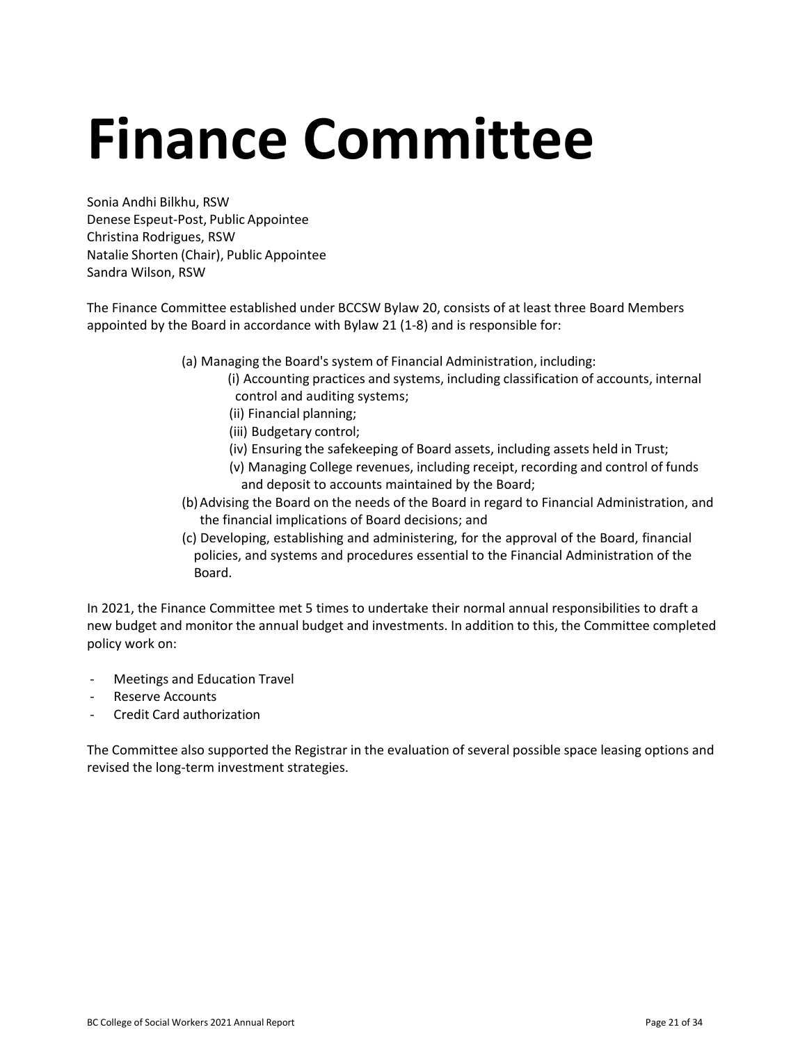# Finance Committee

Sonia Andhi Bilkhu, RSW
Denese Espeut-Post, Public Appointee
Christina Rodrigues, RSW
Natalie Shorten (Chair), Public Appointee
Sandra Wilson, RSW

The Finance Committee established under BCCSW Bylaw 20, consists of at least three Board Members appointed by the Board in accordance with Bylaw 21 (1-8) and is responsible for:

(a) Managing the Board's system of Financial Administration, including:
  (i) Accounting practices and systems, including classification of accounts, internal control and auditing systems;
  (ii) Financial planning;
  (iii) Budgetary control;
  (iv) Ensuring the safekeeping of Board assets, including assets held in Trust;
  (v) Managing College revenues, including receipt, recording and control of funds and deposit to accounts maintained by the Board;

(b) Advising the Board on the needs of the Board in regard to Financial Administration, and the financial implications of Board decisions; and

(c) Developing, establishing and administering, for the approval of the Board, financial policies, and systems and procedures essential to the Financial Administration of the Board.

In 2021, the Finance Committee met 5 times to undertake their normal annual responsibilities to draft a new budget and monitor the annual budget and investments. In addition to this, the Committee completed policy work on:

- Meetings and Education Travel
- Reserve Accounts
- Credit Card authorization

The Committee also supported the Registrar in the evaluation of several possible space leasing options and revised the long-term investment strategies.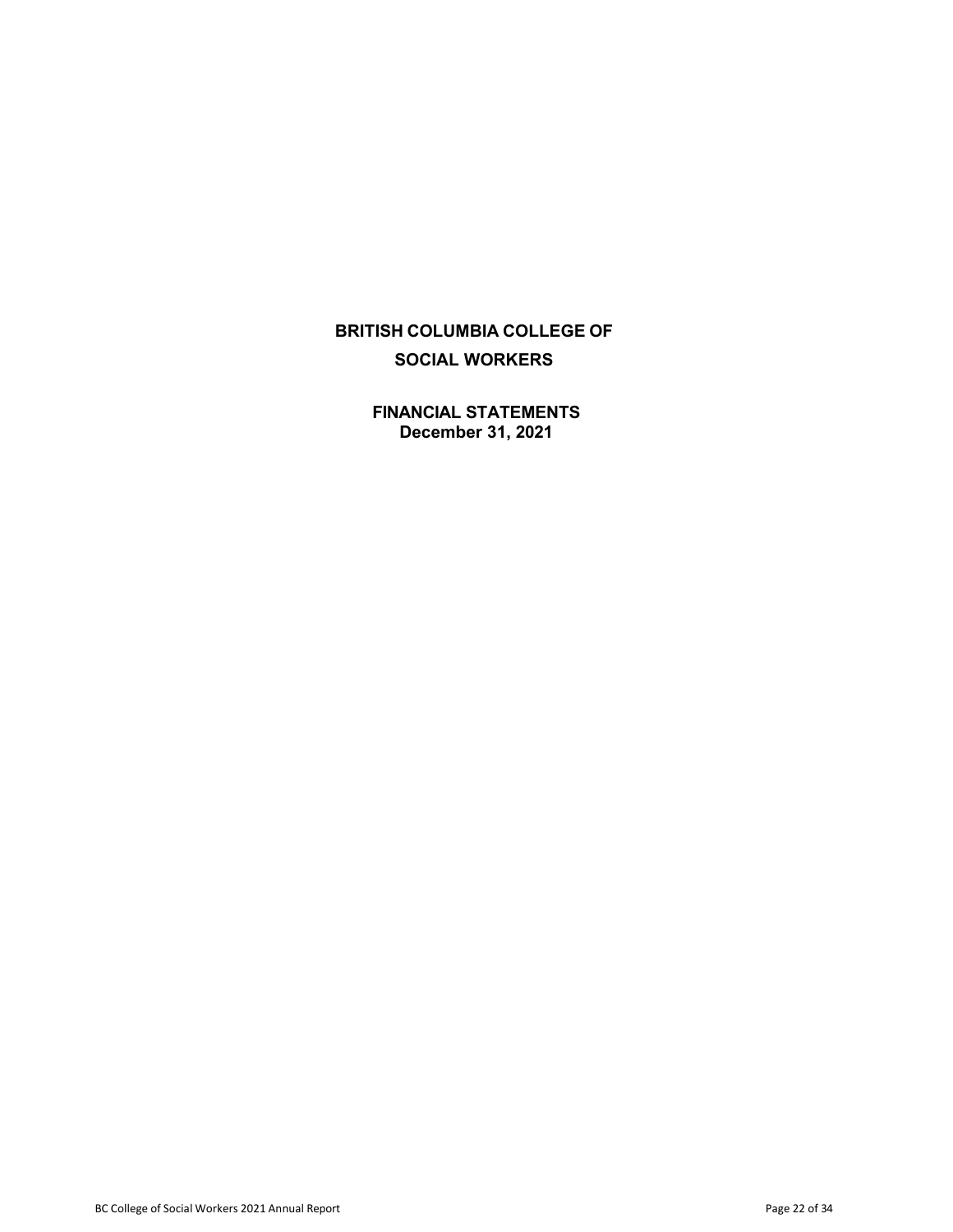# BRITISH COLUMBIA COLLEGE OF SOCIAL WORKERS

## FINANCIAL STATEMENTS
**December 31, 2021**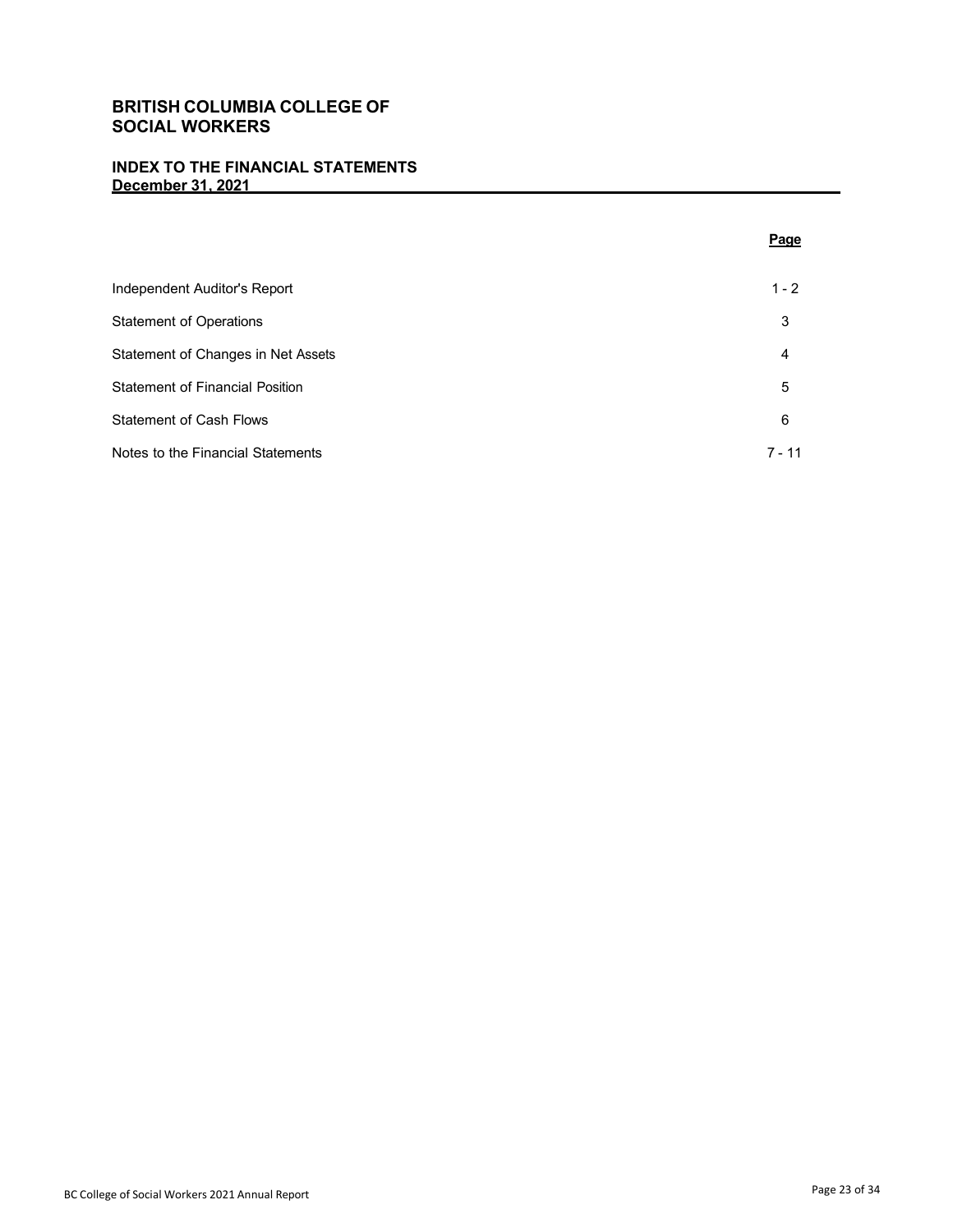# BRITISH COLUMBIA COLLEGE OF SOCIAL WORKERS

## INDEX TO THE FINANCIAL STATEMENTS
**December 31, 2021**

| | Page |
|---|---|
| Independent Auditor's Report | 1 - 2 |
| Statement of Operations | 3 |
| Statement of Changes in Net Assets | 4 |
| Statement of Financial Position | 5 |
| Statement of Cash Flows | 6 |
| Notes to the Financial Statements | 7 - 11 |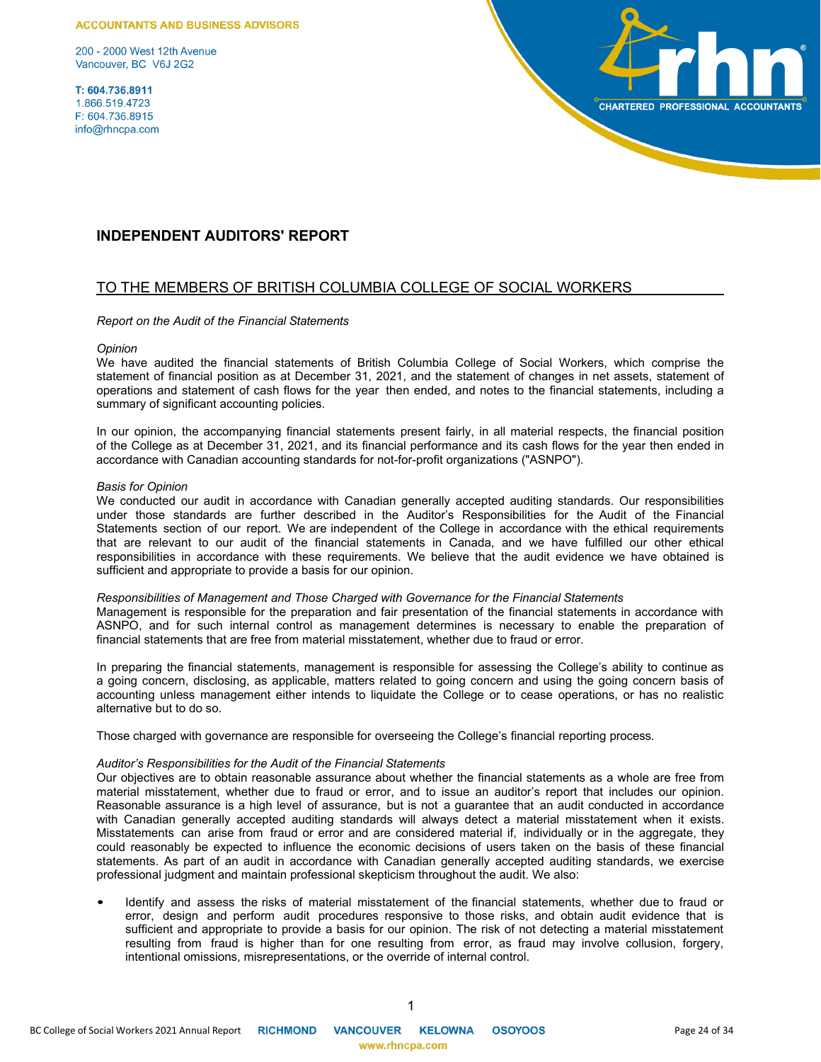ACCOUNTANTS AND BUSINESS ADVISORS

200 - 2000 West 12th Avenue
Vancouver, BC V6J 2G2

**T: 604.736.8911**
1.866.519.4723
F: 604.736.8915
info@rhncpa.com

rhn CHARTERED PROFESSIONAL ACCOUNTANTS

# INDEPENDENT AUDITORS' REPORT

## TO THE MEMBERS OF BRITISH COLUMBIA COLLEGE OF SOCIAL WORKERS

*Report on the Audit of the Financial Statements*

*Opinion*
We have audited the financial statements of British Columbia College of Social Workers, which comprise the statement of financial position as at December 31, 2021, and the statement of changes in net assets, statement of operations and statement of cash flows for the year then ended, and notes to the financial statements, including a summary of significant accounting policies.

In our opinion, the accompanying financial statements present fairly, in all material respects, the financial position of the College as at December 31, 2021, and its financial performance and its cash flows for the year then ended in accordance with Canadian accounting standards for not-for-profit organizations ("ASNPO").

*Basis for Opinion*
We conducted our audit in accordance with Canadian generally accepted auditing standards. Our responsibilities under those standards are further described in the Auditor's Responsibilities for the Audit of the Financial Statements section of our report. We are independent of the College in accordance with the ethical requirements that are relevant to our audit of the financial statements in Canada, and we have fulfilled our other ethical responsibilities in accordance with these requirements. We believe that the audit evidence we have obtained is sufficient and appropriate to provide a basis for our opinion.

*Responsibilities of Management and Those Charged with Governance for the Financial Statements*
Management is responsible for the preparation and fair presentation of the financial statements in accordance with ASNPO, and for such internal control as management determines is necessary to enable the preparation of financial statements that are free from material misstatement, whether due to fraud or error.

In preparing the financial statements, management is responsible for assessing the College's ability to continue as a going concern, disclosing, as applicable, matters related to going concern and using the going concern basis of accounting unless management either intends to liquidate the College or to cease operations, or has no realistic alternative but to do so.

Those charged with governance are responsible for overseeing the College's financial reporting process.

*Auditor's Responsibilities for the Audit of the Financial Statements*
Our objectives are to obtain reasonable assurance about whether the financial statements as a whole are free from material misstatement, whether due to fraud or error, and to issue an auditor's report that includes our opinion. Reasonable assurance is a high level of assurance, but is not a guarantee that an audit conducted in accordance with Canadian generally accepted auditing standards will always detect a material misstatement when it exists. Misstatements can arise from fraud or error and are considered material if, individually or in the aggregate, they could reasonably be expected to influence the economic decisions of users taken on the basis of these financial statements. As part of an audit in accordance with Canadian generally accepted auditing standards, we exercise professional judgment and maintain professional skepticism throughout the audit. We also:

- Identify and assess the risks of material misstatement of the financial statements, whether due to fraud or error, design and perform audit procedures responsive to those risks, and obtain audit evidence that is sufficient and appropriate to provide a basis for our opinion. The risk of not detecting a material misstatement resulting from fraud is higher than for one resulting from error, as fraud may involve collusion, forgery, intentional omissions, misrepresentations, or the override of internal control.

RICHMOND VANCOUVER KELOWNA OSOYOOS
www.rhncpa.com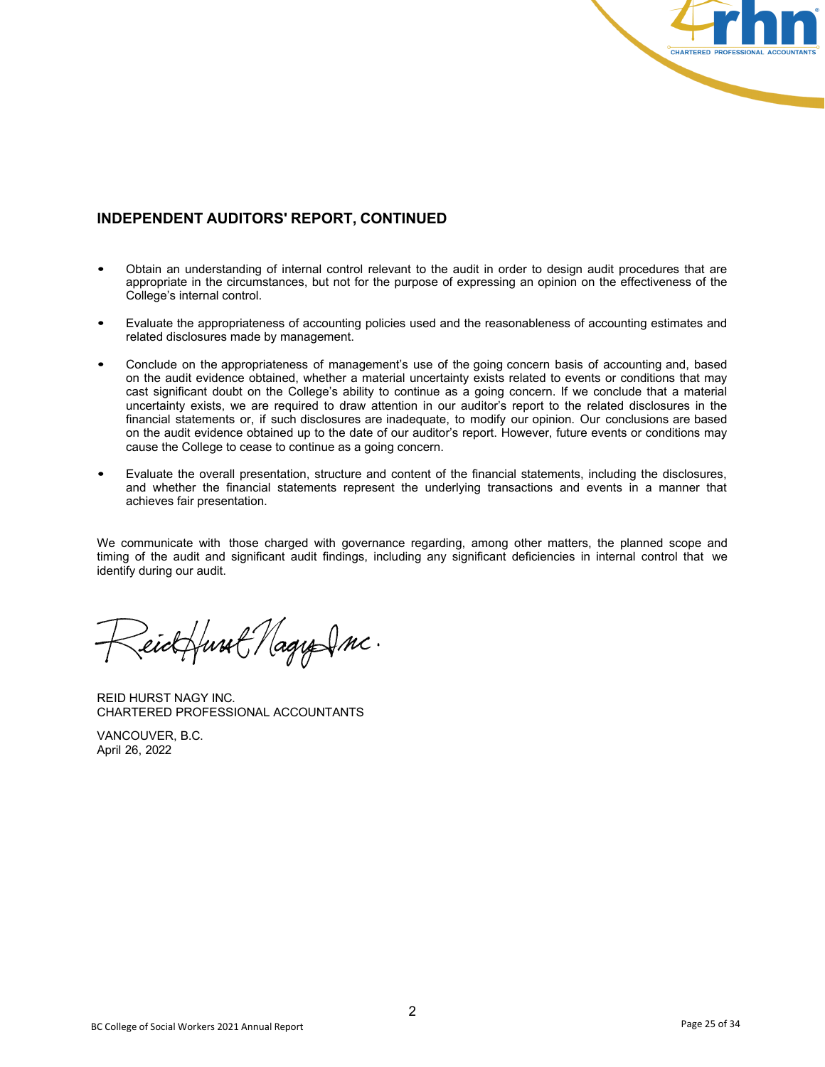## INDEPENDENT AUDITORS' REPORT, CONTINUED

- Obtain an understanding of internal control relevant to the audit in order to design audit procedures that are appropriate in the circumstances, but not for the purpose of expressing an opinion on the effectiveness of the College's internal control.
- Evaluate the appropriateness of accounting policies used and the reasonableness of accounting estimates and related disclosures made by management.
- Conclude on the appropriateness of management's use of the going concern basis of accounting and, based on the audit evidence obtained, whether a material uncertainty exists related to events or conditions that may cast significant doubt on the College's ability to continue as a going concern. If we conclude that a material uncertainty exists, we are required to draw attention in our auditor's report to the related disclosures in the financial statements or, if such disclosures are inadequate, to modify our opinion. Our conclusions are based on the audit evidence obtained up to the date of our auditor's report. However, future events or conditions may cause the College to cease to continue as a going concern.
- Evaluate the overall presentation, structure and content of the financial statements, including the disclosures, and whether the financial statements represent the underlying transactions and events in a manner that achieves fair presentation.

We communicate with those charged with governance regarding, among other matters, the planned scope and timing of the audit and significant audit findings, including any significant deficiencies in internal control that we identify during our audit.

Reid Hurst Nagy Inc.

REID HURST NAGY INC.
CHARTERED PROFESSIONAL ACCOUNTANTS

VANCOUVER, B.C.
April 26, 2022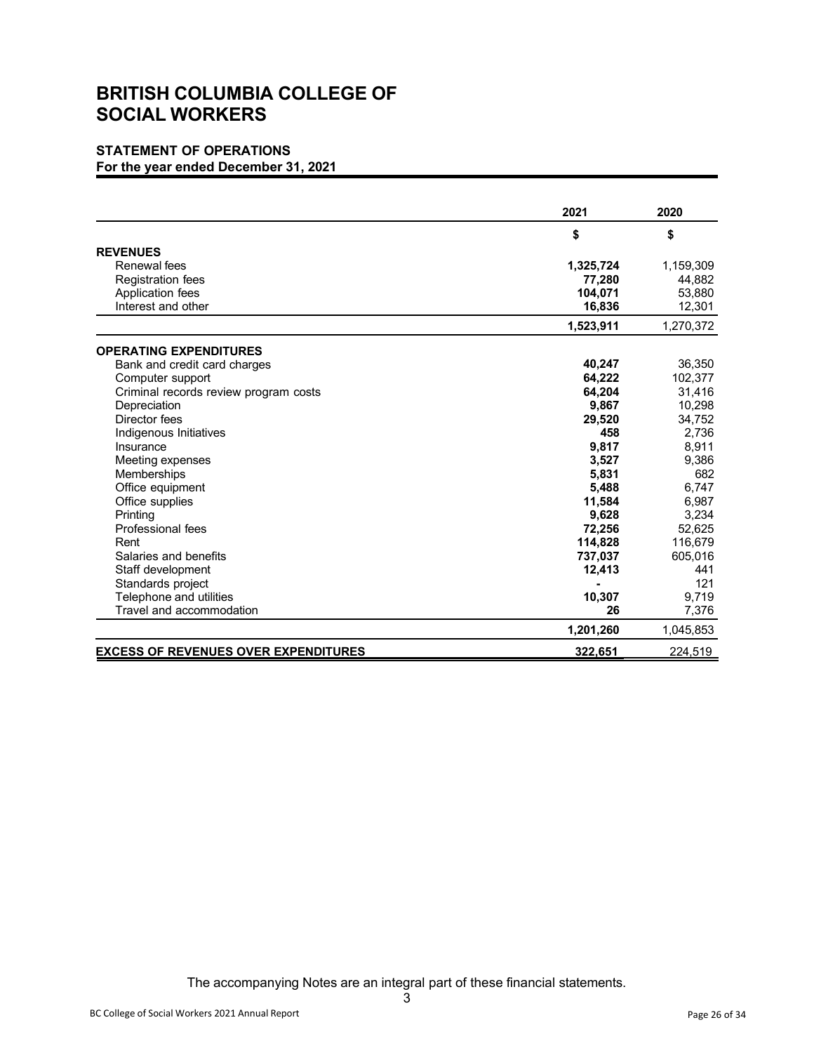# BRITISH COLUMBIA COLLEGE OF SOCIAL WORKERS

## STATEMENT OF OPERATIONS

**For the year ended December 31, 2021**

| | 2021 | 2020 |
|---|---|---|
| | $ | $ |
| **REVENUES** | | |
| Renewal fees | **1,325,724** | 1,159,309 |
| Registration fees | **77,280** | 44,882 |
| Application fees | **104,071** | 53,880 |
| Interest and other | **16,836** | 12,301 |
| | **1,523,911** | 1,270,372 |
| **OPERATING EXPENDITURES** | | |
| Bank and credit card charges | **40,247** | 36,350 |
| Computer support | **64,222** | 102,377 |
| Criminal records review program costs | **64,204** | 31,416 |
| Depreciation | **9,867** | 10,298 |
| Director fees | **29,520** | 34,752 |
| Indigenous Initiatives | **458** | 2,736 |
| Insurance | **9,817** | 8,911 |
| Meeting expenses | **3,527** | 9,386 |
| Memberships | **5,831** | 682 |
| Office equipment | **5,488** | 6,747 |
| Office supplies | **11,584** | 6,987 |
| Printing | **9,628** | 3,234 |
| Professional fees | **72,256** | 52,625 |
| Rent | **114,828** | 116,679 |
| Salaries and benefits | **737,037** | 605,016 |
| Staff development | **12,413** | 441 |
| Standards project | **-** | 121 |
| Telephone and utilities | **10,307** | 9,719 |
| Travel and accommodation | **26** | 7,376 |
| | **1,201,260** | 1,045,853 |
| **EXCESS OF REVENUES OVER EXPENDITURES** | **322,651** | 224,519 |

The accompanying Notes are an integral part of these financial statements.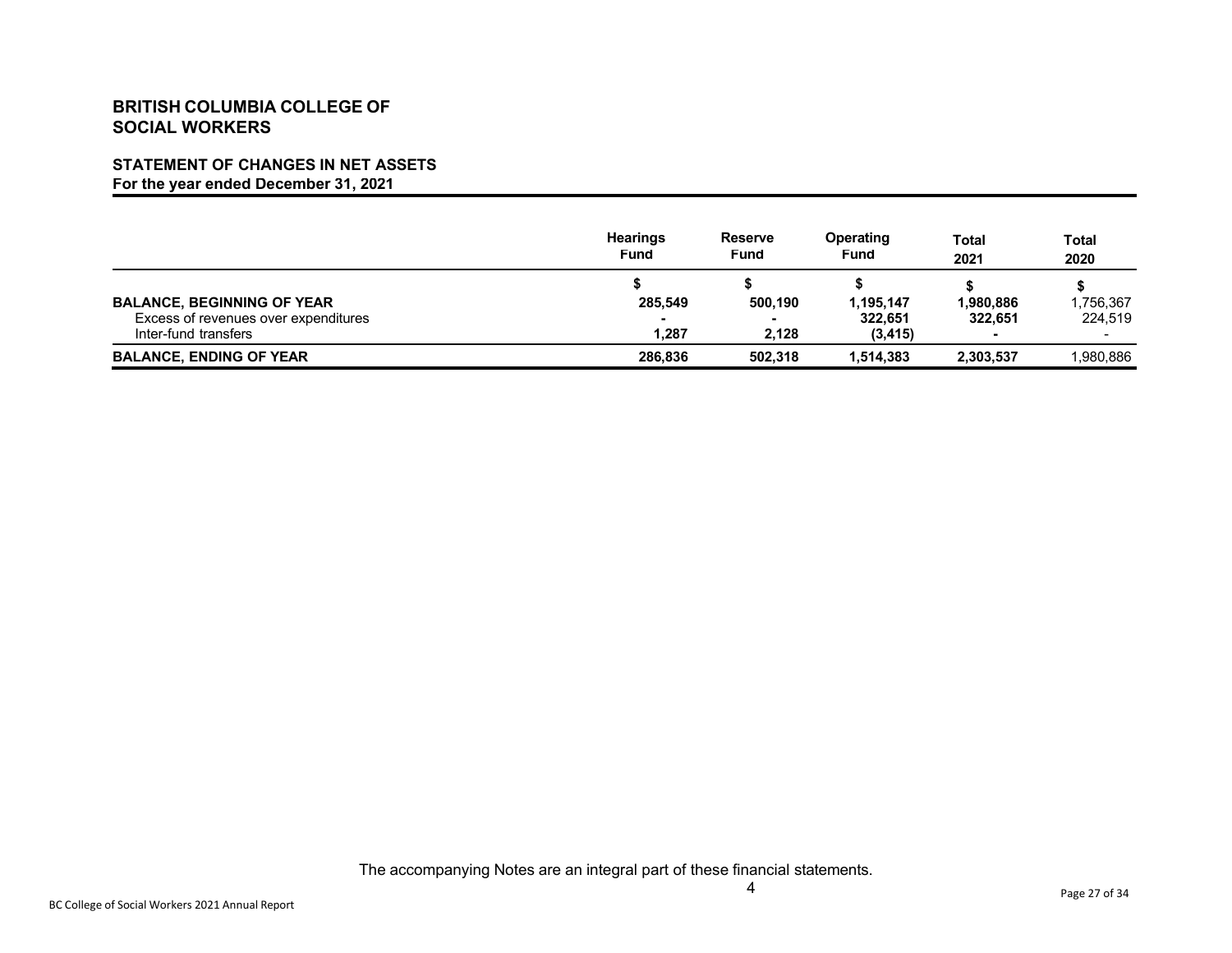# BRITISH COLUMBIA COLLEGE OF SOCIAL WORKERS

## STATEMENT OF CHANGES IN NET ASSETS
**For the year ended December 31, 2021**

| | Hearings Fund | Reserve Fund | Operating Fund | Total 2021 | Total 2020 |
|---|---|---|---|---|---|
| | $ | $ | $ | $ | $ |
| **BALANCE, BEGINNING OF YEAR** | **285,549** | **500,190** | **1,195,147** | **1,980,886** | 1,756,367 |
| Excess of revenues over expenditures | **-** | **-** | **322,651** | **322,651** | 224,519 |
| Inter-fund transfers | **1,287** | **2,128** | **(3,415)** | **-** | - |
| **BALANCE, ENDING OF YEAR** | **286,836** | **502,318** | **1,514,383** | **2,303,537** | 1,980,886 |

The accompanying Notes are an integral part of these financial statements.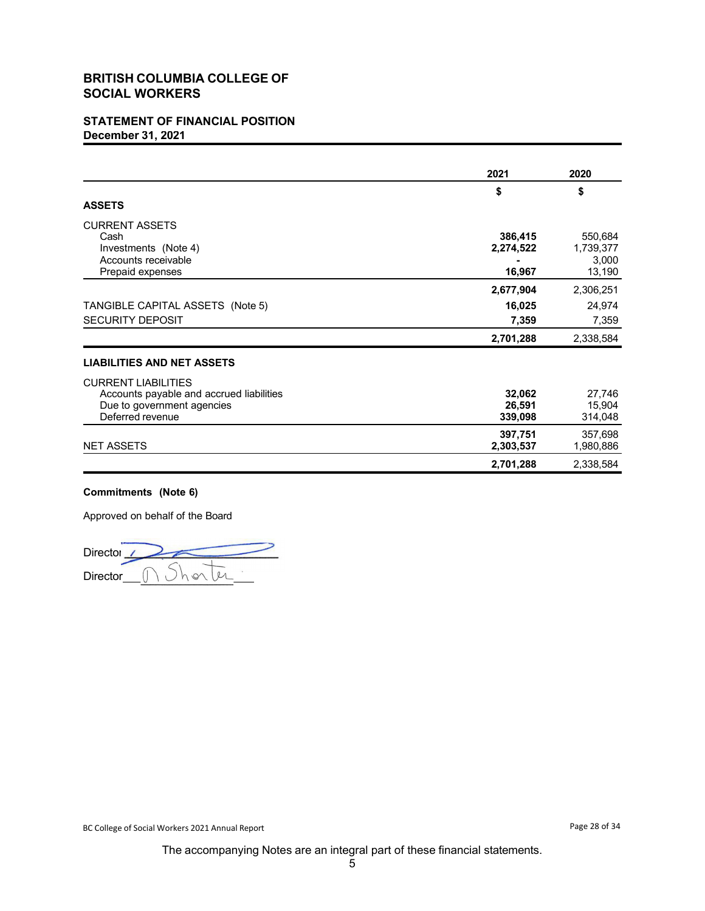# BRITISH COLUMBIA COLLEGE OF SOCIAL WORKERS

## STATEMENT OF FINANCIAL POSITION
**December 31, 2021**

| | 2021 | 2020 |
|---|---|---|
| | **$** | **$** |
| **ASSETS** | | |
| CURRENT ASSETS | | |
| Cash | **386,415** | 550,684 |
| Investments (Note 4) | **2,274,522** | 1,739,377 |
| Accounts receivable | **-** | 3,000 |
| Prepaid expenses | **16,967** | 13,190 |
| | **2,677,904** | 2,306,251 |
| TANGIBLE CAPITAL ASSETS (Note 5) | **16,025** | 24,974 |
| SECURITY DEPOSIT | **7,359** | 7,359 |
| | **2,701,288** | 2,338,584 |
| **LIABILITIES AND NET ASSETS** | | |
| CURRENT LIABILITIES | | |
| Accounts payable and accrued liabilities | **32,062** | 27,746 |
| Due to government agencies | **26,591** | 15,904 |
| Deferred revenue | **339,098** | 314,048 |
| | **397,751** | 357,698 |
| NET ASSETS | **2,303,537** | 1,980,886 |
| | **2,701,288** | 2,338,584 |

**Commitments (Note 6)**

Approved on behalf of the Board

Director ____________________

Director ____________________

The accompanying Notes are an integral part of these financial statements.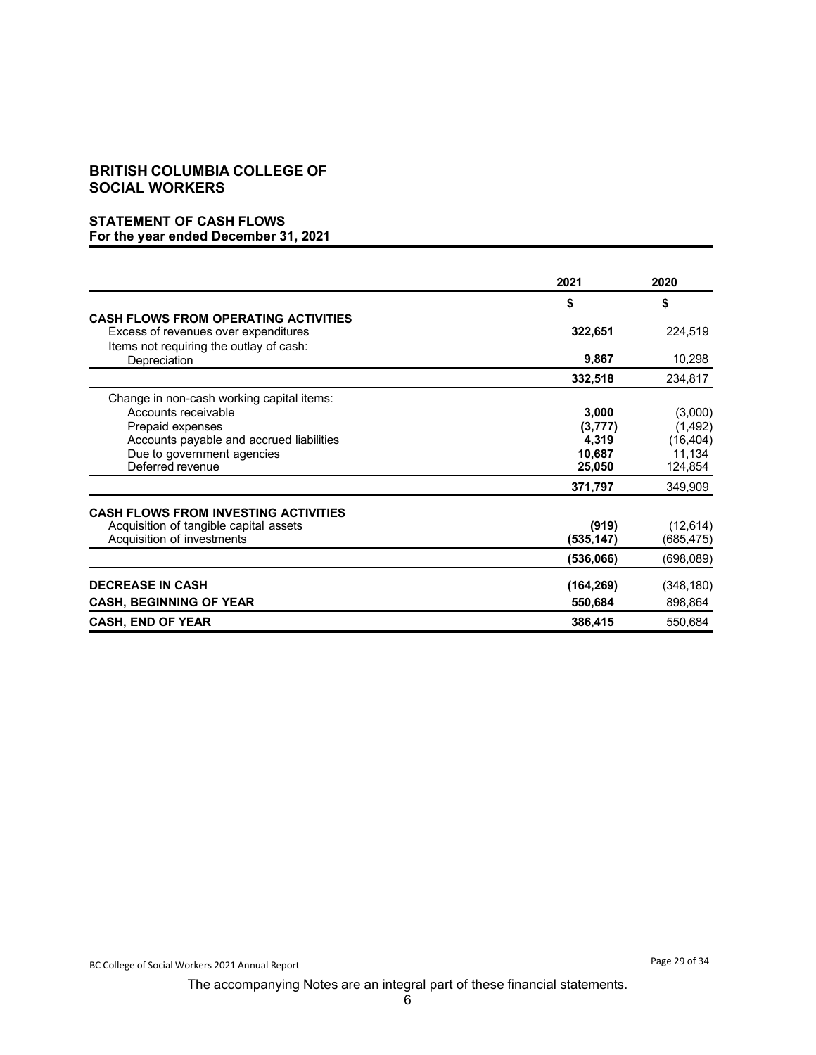# BRITISH COLUMBIA COLLEGE OF SOCIAL WORKERS

## STATEMENT OF CASH FLOWS
**For the year ended December 31, 2021**

| | 2021 | 2020 |
|---|---|---|
| | $ | $ |
| **CASH FLOWS FROM OPERATING ACTIVITIES** | | |
| Excess of revenues over expenditures | **322,651** | 224,519 |
| Items not requiring the outlay of cash: | | |
| Depreciation | **9,867** | 10,298 |
| | **332,518** | 234,817 |
| Change in non-cash working capital items: | | |
| Accounts receivable | **3,000** | (3,000) |
| Prepaid expenses | **(3,777)** | (1,492) |
| Accounts payable and accrued liabilities | **4,319** | (16,404) |
| Due to government agencies | **10,687** | 11,134 |
| Deferred revenue | **25,050** | 124,854 |
| | **371,797** | 349,909 |
| **CASH FLOWS FROM INVESTING ACTIVITIES** | | |
| Acquisition of tangible capital assets | **(919)** | (12,614) |
| Acquisition of investments | **(535,147)** | (685,475) |
| | **(536,066)** | (698,089) |
| **DECREASE IN CASH** | **(164,269)** | (348,180) |
| **CASH, BEGINNING OF YEAR** | **550,684** | 898,864 |
| **CASH, END OF YEAR** | **386,415** | 550,684 |

The accompanying Notes are an integral part of these financial statements.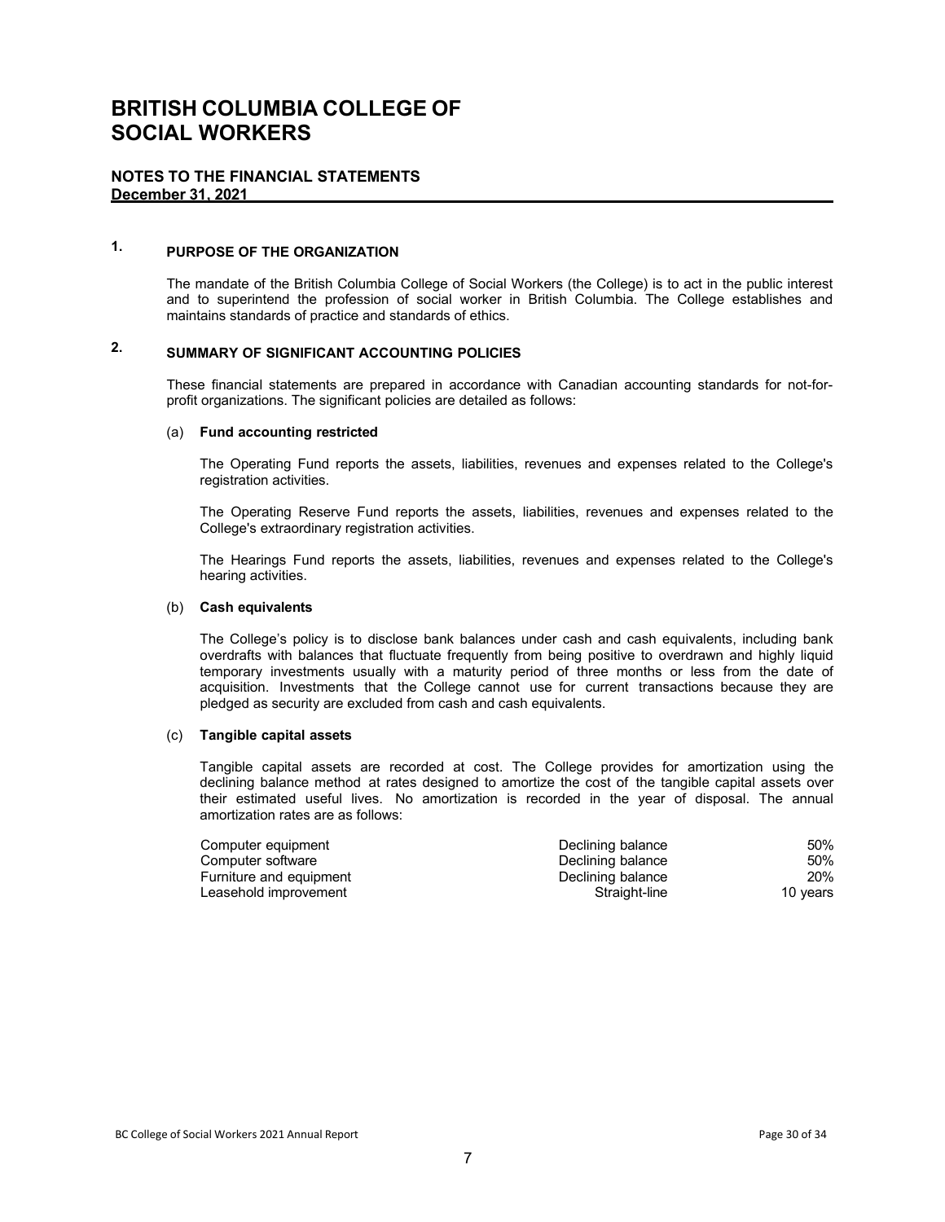# BRITISH COLUMBIA COLLEGE OF SOCIAL WORKERS

## NOTES TO THE FINANCIAL STATEMENTS

**December 31, 2021**

### 1. PURPOSE OF THE ORGANIZATION

The mandate of the British Columbia College of Social Workers (the College) is to act in the public interest and to superintend the profession of social worker in British Columbia. The College establishes and maintains standards of practice and standards of ethics.

### 2. SUMMARY OF SIGNIFICANT ACCOUNTING POLICIES

These financial statements are prepared in accordance with Canadian accounting standards for not-for-profit organizations. The significant policies are detailed as follows:

(a) **Fund accounting restricted**

The Operating Fund reports the assets, liabilities, revenues and expenses related to the College's registration activities.

The Operating Reserve Fund reports the assets, liabilities, revenues and expenses related to the College's extraordinary registration activities.

The Hearings Fund reports the assets, liabilities, revenues and expenses related to the College's hearing activities.

(b) **Cash equivalents**

The College's policy is to disclose bank balances under cash and cash equivalents, including bank overdrafts with balances that fluctuate frequently from being positive to overdrawn and highly liquid temporary investments usually with a maturity period of three months or less from the date of acquisition. Investments that the College cannot use for current transactions because they are pledged as security are excluded from cash and cash equivalents.

(c) **Tangible capital assets**

Tangible capital assets are recorded at cost. The College provides for amortization using the declining balance method at rates designed to amortize the cost of the tangible capital assets over their estimated useful lives. No amortization is recorded in the year of disposal. The annual amortization rates are as follows:

| | | |
|---|---|---|
| Computer equipment | Declining balance | 50% |
| Computer software | Declining balance | 50% |
| Furniture and equipment | Declining balance | 20% |
| Leasehold improvement | Straight-line | 10 years |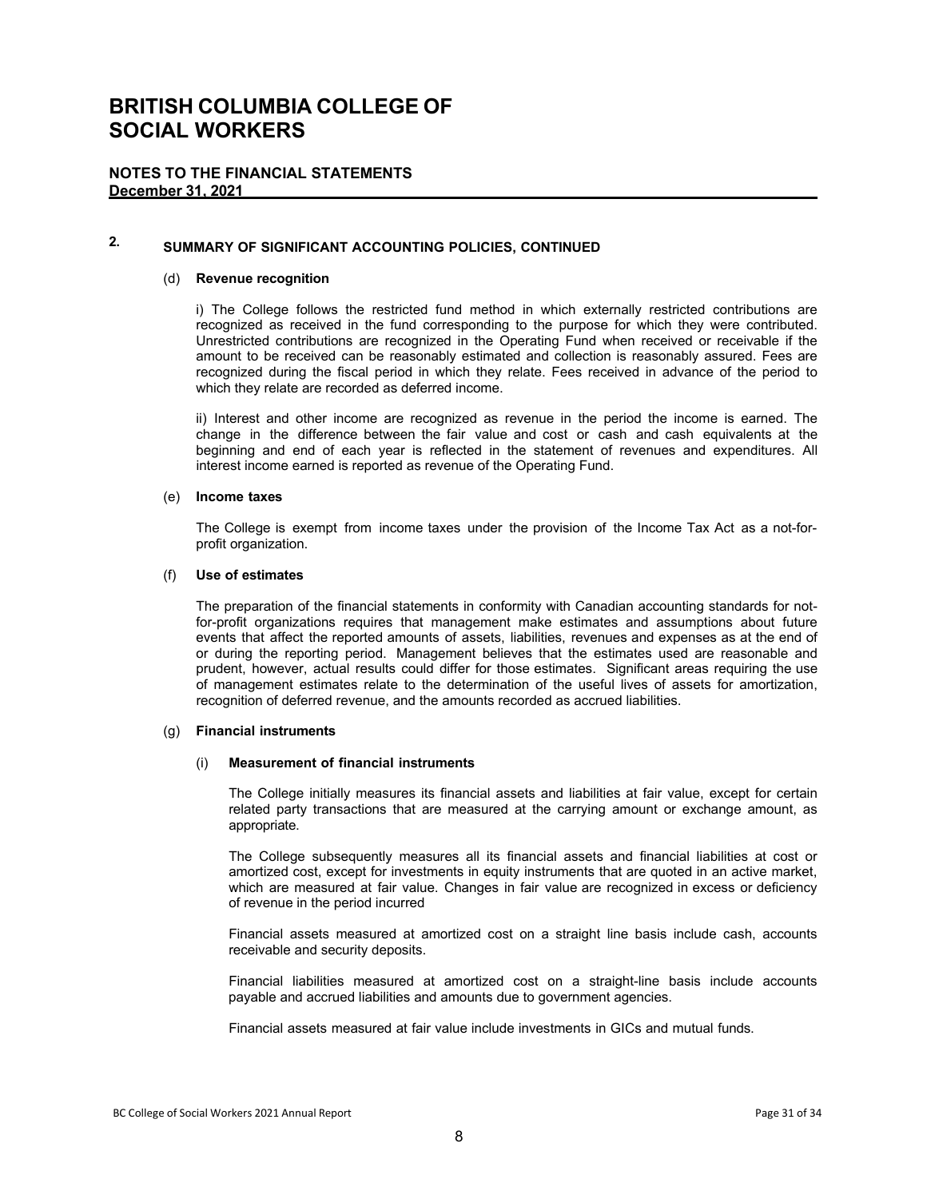# BRITISH COLUMBIA COLLEGE OF SOCIAL WORKERS

**NOTES TO THE FINANCIAL STATEMENTS**
**December 31, 2021**

## 2. SUMMARY OF SIGNIFICANT ACCOUNTING POLICIES, CONTINUED

### (d) Revenue recognition

i) The College follows the restricted fund method in which externally restricted contributions are recognized as received in the fund corresponding to the purpose for which they were contributed. Unrestricted contributions are recognized in the Operating Fund when received or receivable if the amount to be received can be reasonably estimated and collection is reasonably assured. Fees are recognized during the fiscal period in which they relate. Fees received in advance of the period to which they relate are recorded as deferred income.

ii) Interest and other income are recognized as revenue in the period the income is earned. The change in the difference between the fair value and cost or cash and cash equivalents at the beginning and end of each year is reflected in the statement of revenues and expenditures. All interest income earned is reported as revenue of the Operating Fund.

### (e) Income taxes

The College is exempt from income taxes under the provision of the Income Tax Act as a not-for-profit organization.

### (f) Use of estimates

The preparation of the financial statements in conformity with Canadian accounting standards for not-for-profit organizations requires that management make estimates and assumptions about future events that affect the reported amounts of assets, liabilities, revenues and expenses as at the end of or during the reporting period. Management believes that the estimates used are reasonable and prudent, however, actual results could differ for those estimates. Significant areas requiring the use of management estimates relate to the determination of the useful lives of assets for amortization, recognition of deferred revenue, and the amounts recorded as accrued liabilities.

### (g) Financial instruments

#### (i) Measurement of financial instruments

The College initially measures its financial assets and liabilities at fair value, except for certain related party transactions that are measured at the carrying amount or exchange amount, as appropriate.

The College subsequently measures all its financial assets and financial liabilities at cost or amortized cost, except for investments in equity instruments that are quoted in an active market, which are measured at fair value. Changes in fair value are recognized in excess or deficiency of revenue in the period incurred

Financial assets measured at amortized cost on a straight line basis include cash, accounts receivable and security deposits.

Financial liabilities measured at amortized cost on a straight-line basis include accounts payable and accrued liabilities and amounts due to government agencies.

Financial assets measured at fair value include investments in GICs and mutual funds.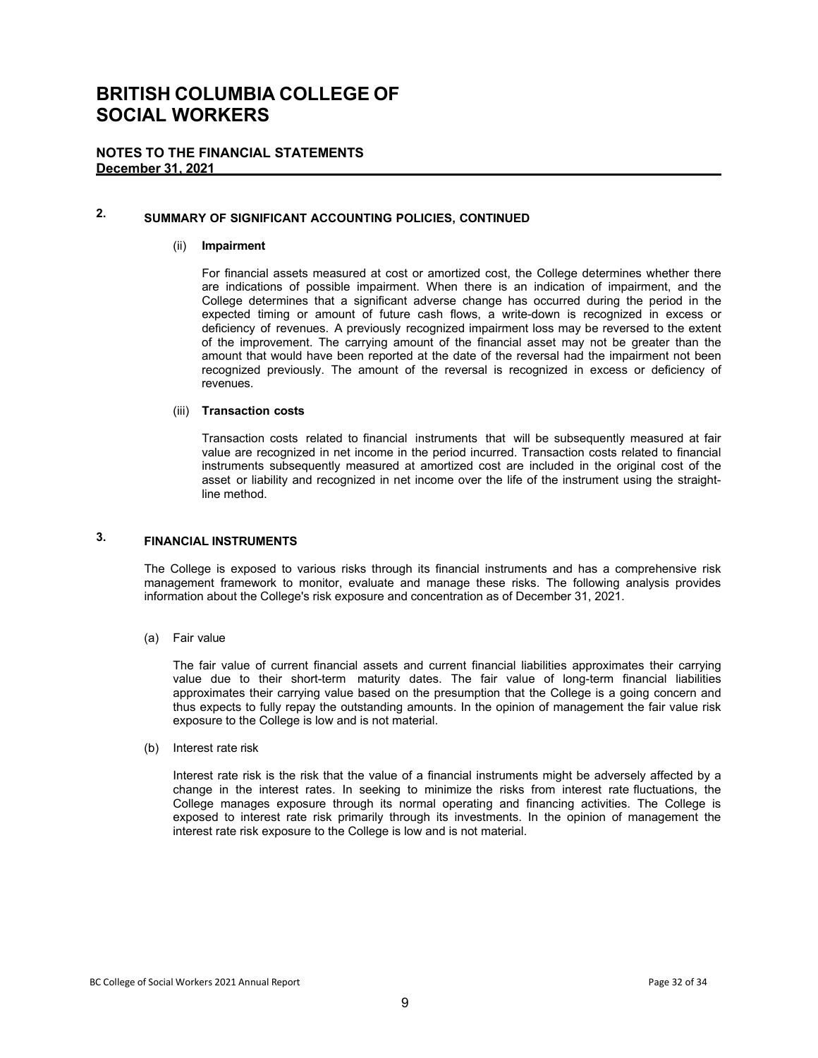# BRITISH COLUMBIA COLLEGE OF SOCIAL WORKERS

## NOTES TO THE FINANCIAL STATEMENTS
**December 31, 2021**

### 2. SUMMARY OF SIGNIFICANT ACCOUNTING POLICIES, CONTINUED

(ii) **Impairment**

For financial assets measured at cost or amortized cost, the College determines whether there are indications of possible impairment. When there is an indication of impairment, and the College determines that a significant adverse change has occurred during the period in the expected timing or amount of future cash flows, a write-down is recognized in excess or deficiency of revenues. A previously recognized impairment loss may be reversed to the extent of the improvement. The carrying amount of the financial asset may not be greater than the amount that would have been reported at the date of the reversal had the impairment not been recognized previously. The amount of the reversal is recognized in excess or deficiency of revenues.

(iii) **Transaction costs**

Transaction costs related to financial instruments that will be subsequently measured at fair value are recognized in net income in the period incurred. Transaction costs related to financial instruments subsequently measured at amortized cost are included in the original cost of the asset or liability and recognized in net income over the life of the instrument using the straight-line method.

### 3. FINANCIAL INSTRUMENTS

The College is exposed to various risks through its financial instruments and has a comprehensive risk management framework to monitor, evaluate and manage these risks. The following analysis provides information about the College's risk exposure and concentration as of December 31, 2021.

(a) Fair value

The fair value of current financial assets and current financial liabilities approximates their carrying value due to their short-term maturity dates. The fair value of long-term financial liabilities approximates their carrying value based on the presumption that the College is a going concern and thus expects to fully repay the outstanding amounts. In the opinion of management the fair value risk exposure to the College is low and is not material.

(b) Interest rate risk

Interest rate risk is the risk that the value of a financial instruments might be adversely affected by a change in the interest rates. In seeking to minimize the risks from interest rate fluctuations, the College manages exposure through its normal operating and financing activities. The College is exposed to interest rate risk primarily through its investments. In the opinion of management the interest rate risk exposure to the College is low and is not material.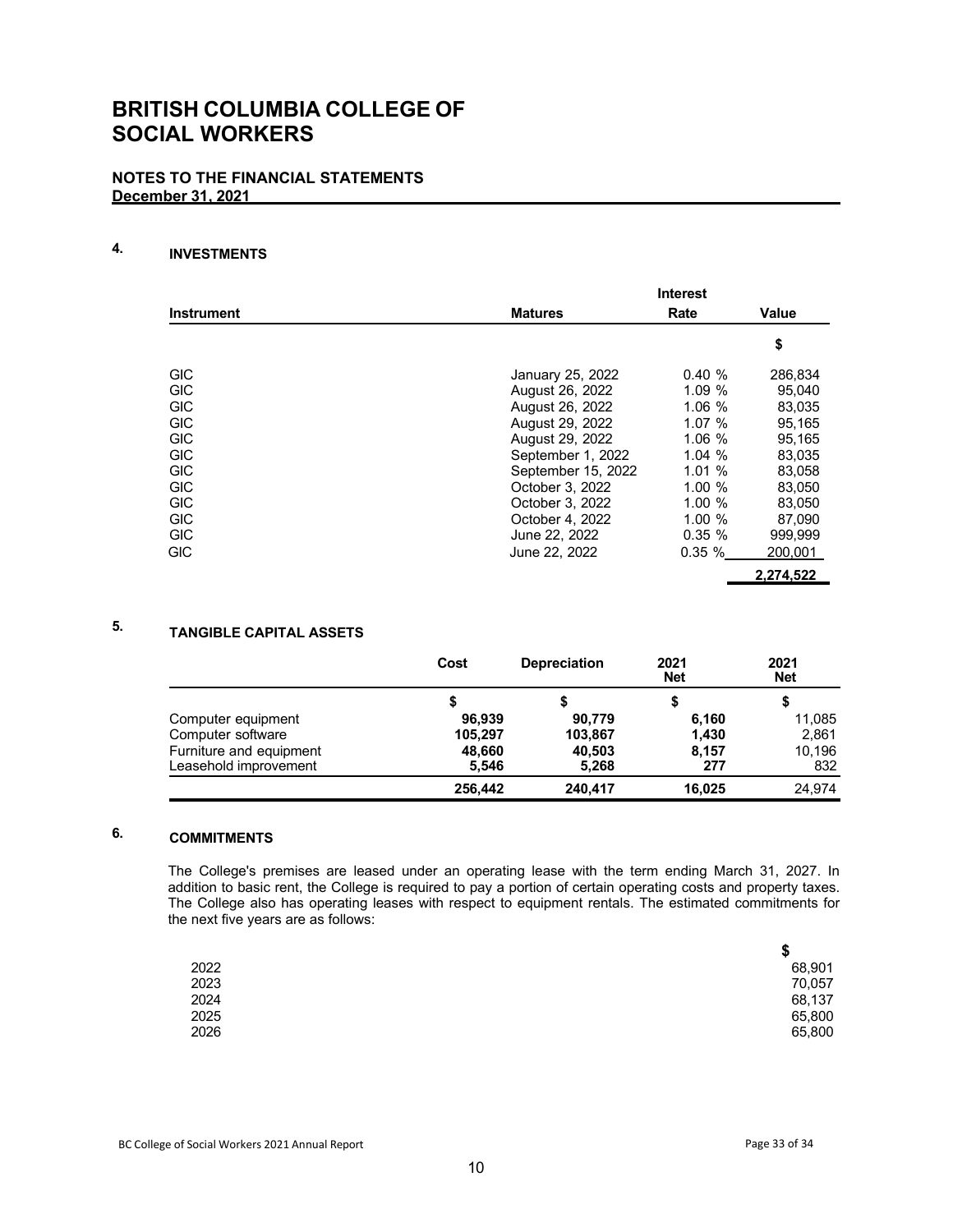# BRITISH COLUMBIA COLLEGE OF SOCIAL WORKERS

**NOTES TO THE FINANCIAL STATEMENTS**
**December 31, 2021**

## 4. INVESTMENTS

| Instrument | Matures | Interest Rate | Value |
|---|---|---|---|
| | | | $ |
| GIC | January 25, 2022 | 0.40 % | 286,834 |
| GIC | August 26, 2022 | 1.09 % | 95,040 |
| GIC | August 26, 2022 | 1.06 % | 83,035 |
| GIC | August 29, 2022 | 1.07 % | 95,165 |
| GIC | August 29, 2022 | 1.06 % | 95,165 |
| GIC | September 1, 2022 | 1.04 % | 83,035 |
| GIC | September 15, 2022 | 1.01 % | 83,058 |
| GIC | October 3, 2022 | 1.00 % | 83,050 |
| GIC | October 3, 2022 | 1.00 % | 83,050 |
| GIC | October 4, 2022 | 1.00 % | 87,090 |
| GIC | June 22, 2022 | 0.35 % | 999,999 |
| GIC | June 22, 2022 | 0.35 % | 200,001 |
| | | | **2,274,522** |

## 5. TANGIBLE CAPITAL ASSETS

| | Cost | Depreciation | 2021 Net | 2021 Net |
|---|---|---|---|---|
| | $ | $ | $ | $ |
| Computer equipment | **96,939** | **90,779** | **6,160** | 11,085 |
| Computer software | **105,297** | **103,867** | **1,430** | 2,861 |
| Furniture and equipment | **48,660** | **40,503** | **8,157** | 10,196 |
| Leasehold improvement | **5,546** | **5,268** | **277** | 832 |
| | **256,442** | **240,417** | **16,025** | 24,974 |

## 6. COMMITMENTS

The College's premises are leased under an operating lease with the term ending March 31, 2027. In addition to basic rent, the College is required to pay a portion of certain operating costs and property taxes. The College also has operating leases with respect to equipment rentals. The estimated commitments for the next five years are as follows:

| | $ |
|---|---|
| 2022 | 68,901 |
| 2023 | 70,057 |
| 2024 | 68,137 |
| 2025 | 65,800 |
| 2026 | 65,800 |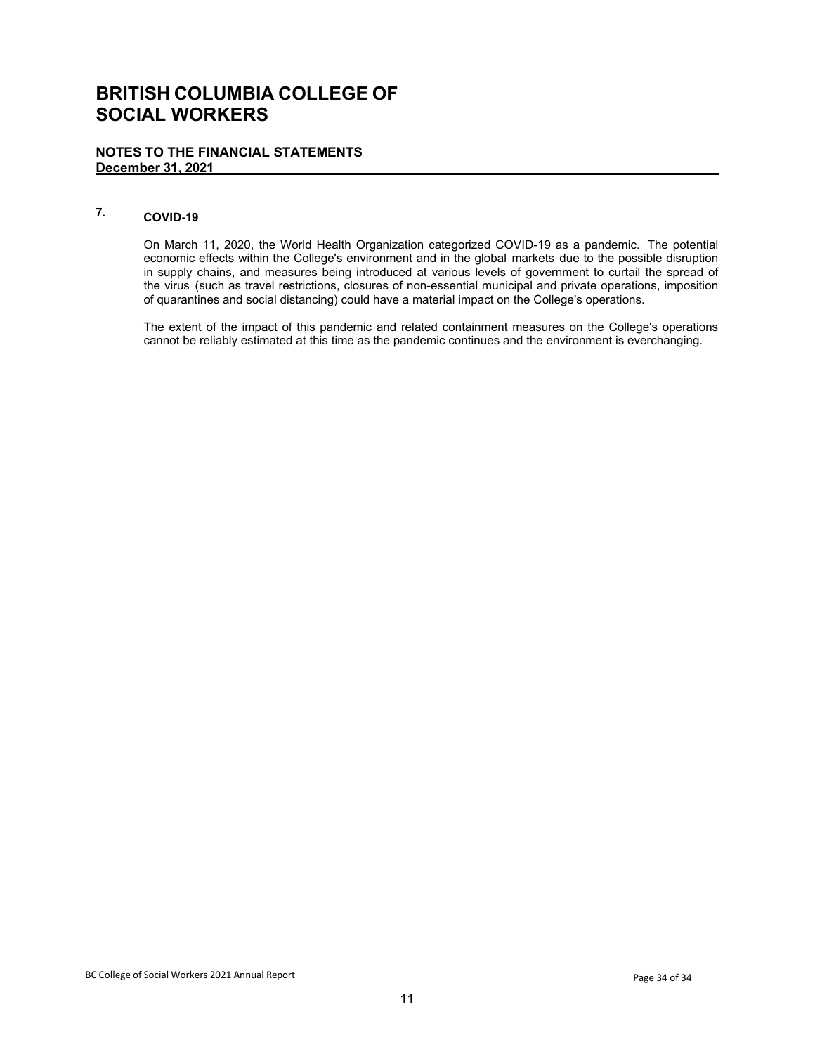# BRITISH COLUMBIA COLLEGE OF SOCIAL WORKERS

**NOTES TO THE FINANCIAL STATEMENTS**
**December 31, 2021**

## 7. COVID-19

On March 11, 2020, the World Health Organization categorized COVID-19 as a pandemic. The potential economic effects within the College's environment and in the global markets due to the possible disruption in supply chains, and measures being introduced at various levels of government to curtail the spread of the virus (such as travel restrictions, closures of non-essential municipal and private operations, imposition of quarantines and social distancing) could have a material impact on the College's operations.

The extent of the impact of this pandemic and related containment measures on the College's operations cannot be reliably estimated at this time as the pandemic continues and the environment is everchanging.